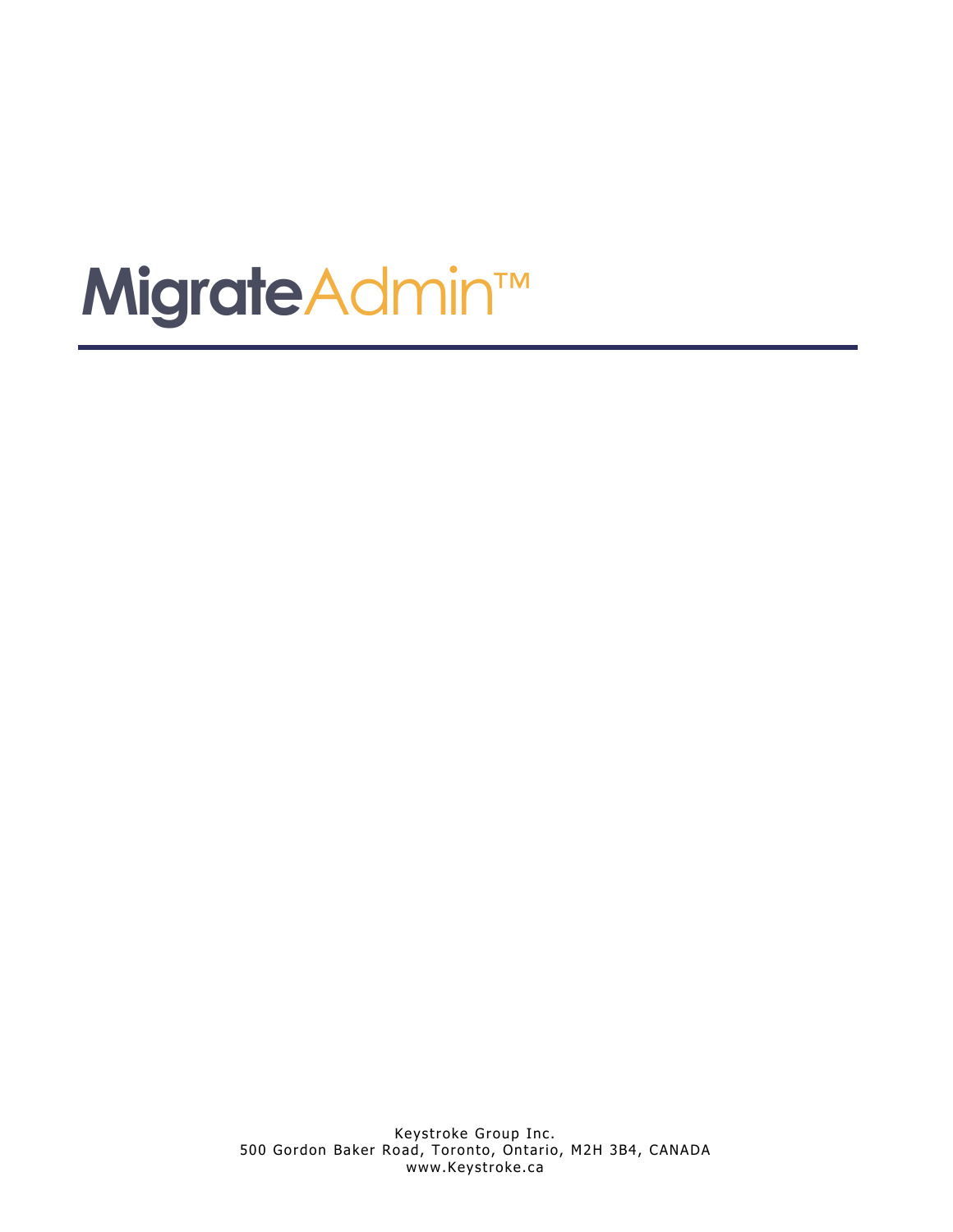# MigrateAdmin™

---

Keystroke Group Inc.
500 Gordon Baker Road, Toronto, Ontario, M2H 3B4, CANADA
www.Keystroke.ca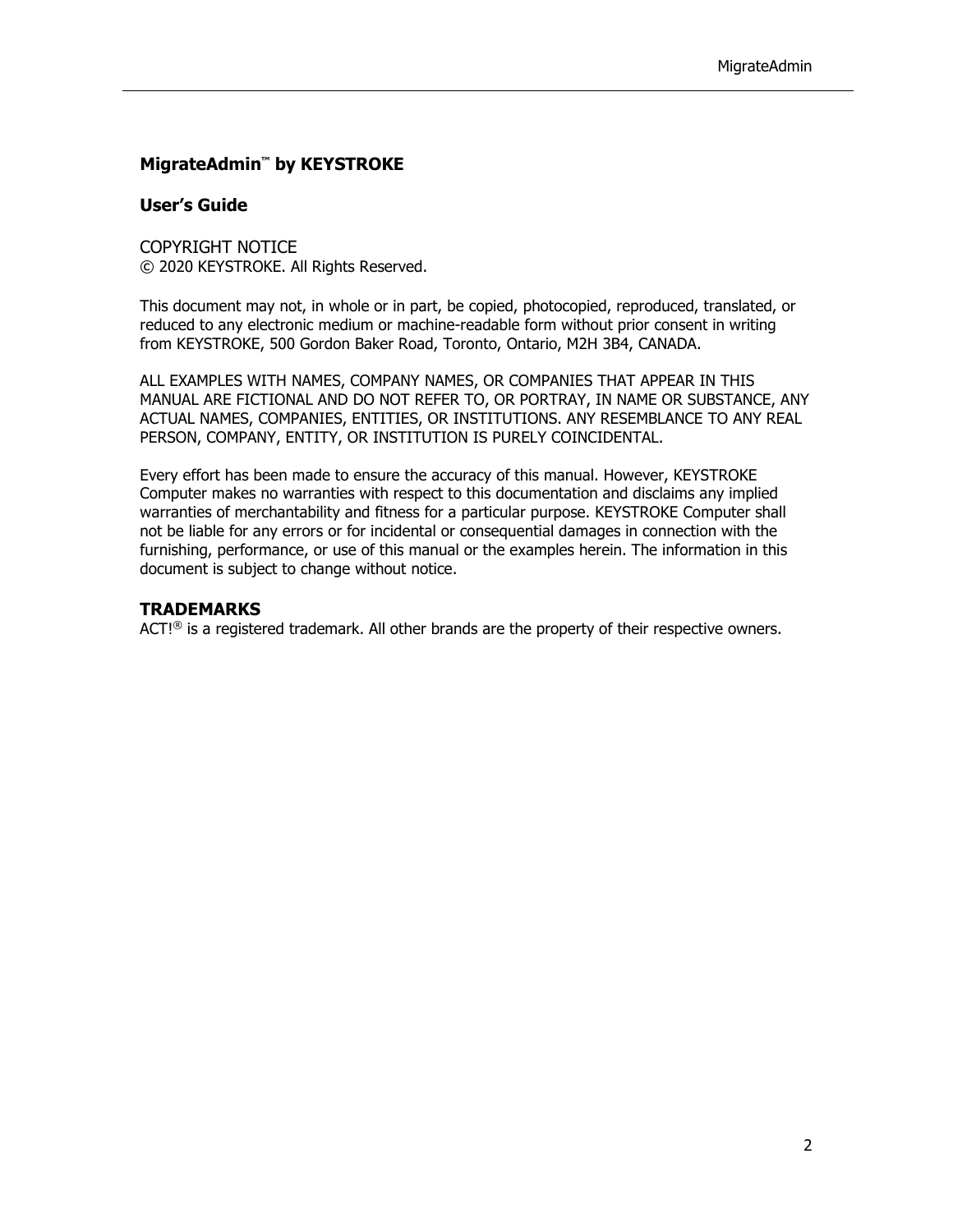**MigrateAdmin™ by KEYSTROKE**

**User's Guide**

COPYRIGHT NOTICE
© 2020 KEYSTROKE. All Rights Reserved.

This document may not, in whole or in part, be copied, photocopied, reproduced, translated, or reduced to any electronic medium or machine-readable form without prior consent in writing from KEYSTROKE, 500 Gordon Baker Road, Toronto, Ontario, M2H 3B4, CANADA.

ALL EXAMPLES WITH NAMES, COMPANY NAMES, OR COMPANIES THAT APPEAR IN THIS MANUAL ARE FICTIONAL AND DO NOT REFER TO, OR PORTRAY, IN NAME OR SUBSTANCE, ANY ACTUAL NAMES, COMPANIES, ENTITIES, OR INSTITUTIONS. ANY RESEMBLANCE TO ANY REAL PERSON, COMPANY, ENTITY, OR INSTITUTION IS PURELY COINCIDENTAL.

Every effort has been made to ensure the accuracy of this manual. However, KEYSTROKE Computer makes no warranties with respect to this documentation and disclaims any implied warranties of merchantability and fitness for a particular purpose. KEYSTROKE Computer shall not be liable for any errors or for incidental or consequential damages in connection with the furnishing, performance, or use of this manual or the examples herein. The information in this document is subject to change without notice.

## TRADEMARKS

ACT!® is a registered trademark. All other brands are the property of their respective owners.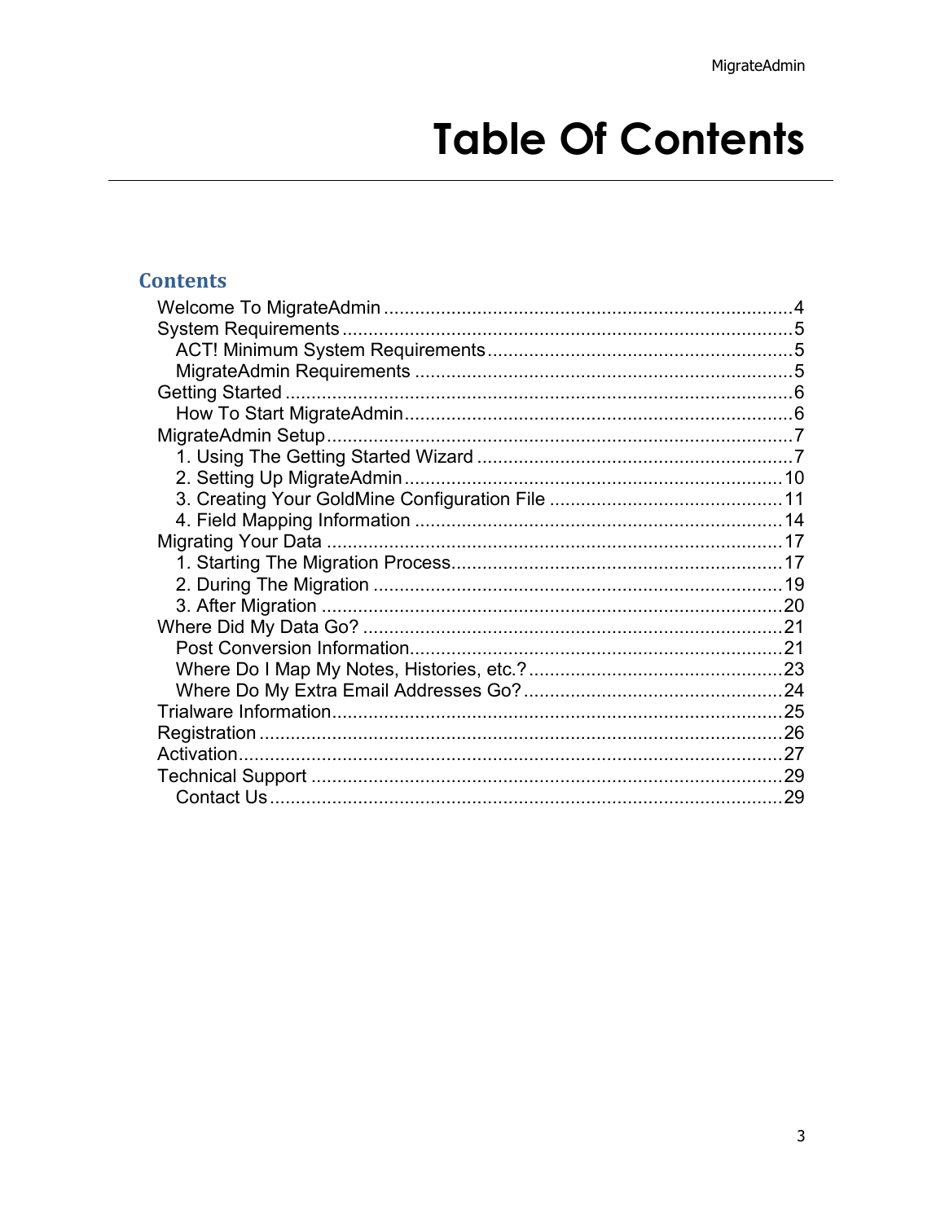# Table Of Contents

## Contents

- Welcome To MigrateAdmin .... 4
- System Requirements .... 5
  - ACT! Minimum System Requirements .... 5
  - MigrateAdmin Requirements .... 5
- Getting Started .... 6
  - How To Start MigrateAdmin .... 6
- MigrateAdmin Setup .... 7
  - 1. Using The Getting Started Wizard .... 7
  - 2. Setting Up MigrateAdmin .... 10
  - 3. Creating Your GoldMine Configuration File .... 11
  - 4. Field Mapping Information .... 14
- Migrating Your Data .... 17
  - 1. Starting The Migration Process .... 17
  - 2. During The Migration .... 19
  - 3. After Migration .... 20
- Where Did My Data Go? .... 21
  - Post Conversion Information .... 21
  - Where Do I Map My Notes, Histories, etc.? .... 23
  - Where Do My Extra Email Addresses Go? .... 24
- Trialware Information .... 25
- Registration .... 26
- Activation .... 27
- Technical Support .... 29
  - Contact Us .... 29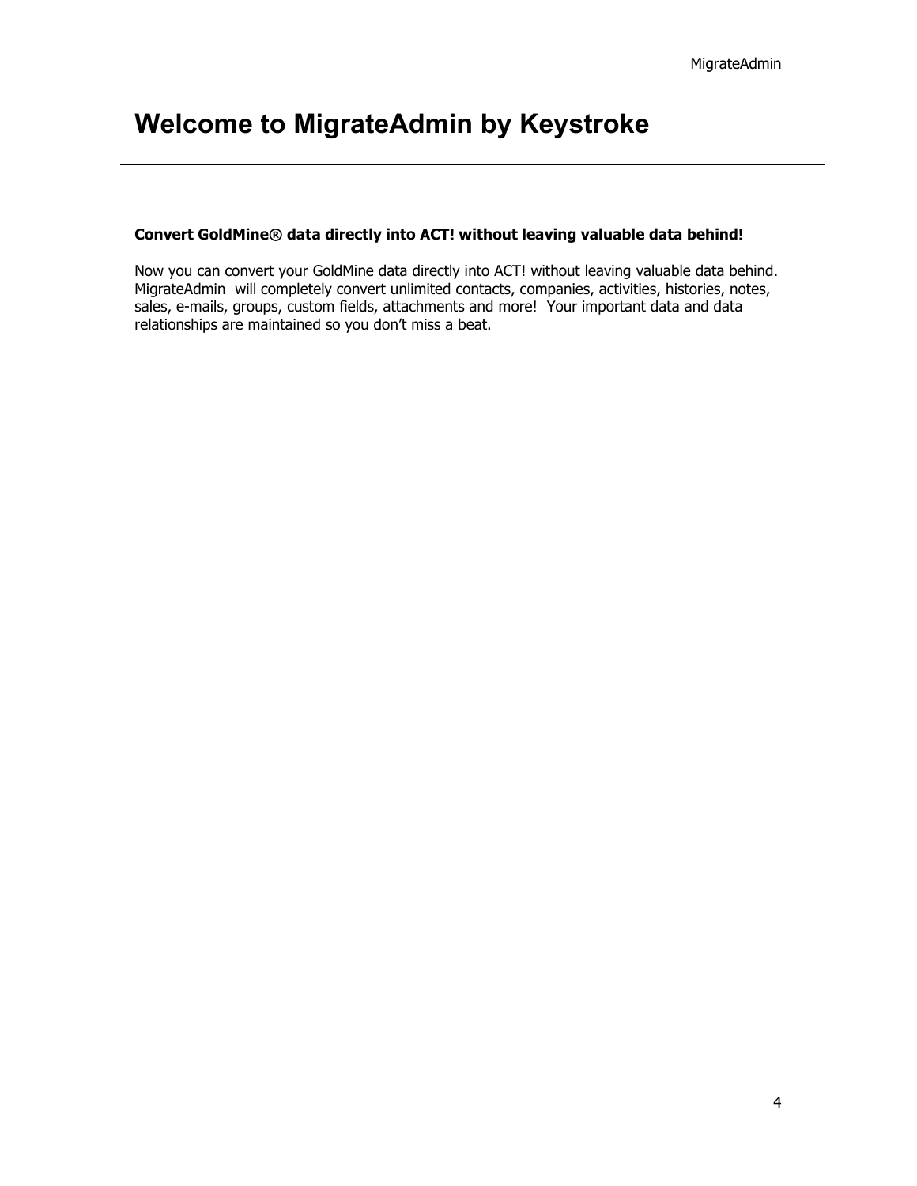# Welcome to MigrateAdmin by Keystroke

**Convert GoldMine® data directly into ACT! without leaving valuable data behind!**

Now you can convert your GoldMine data directly into ACT! without leaving valuable data behind. MigrateAdmin will completely convert unlimited contacts, companies, activities, histories, notes, sales, e-mails, groups, custom fields, attachments and more! Your important data and data relationships are maintained so you don't miss a beat.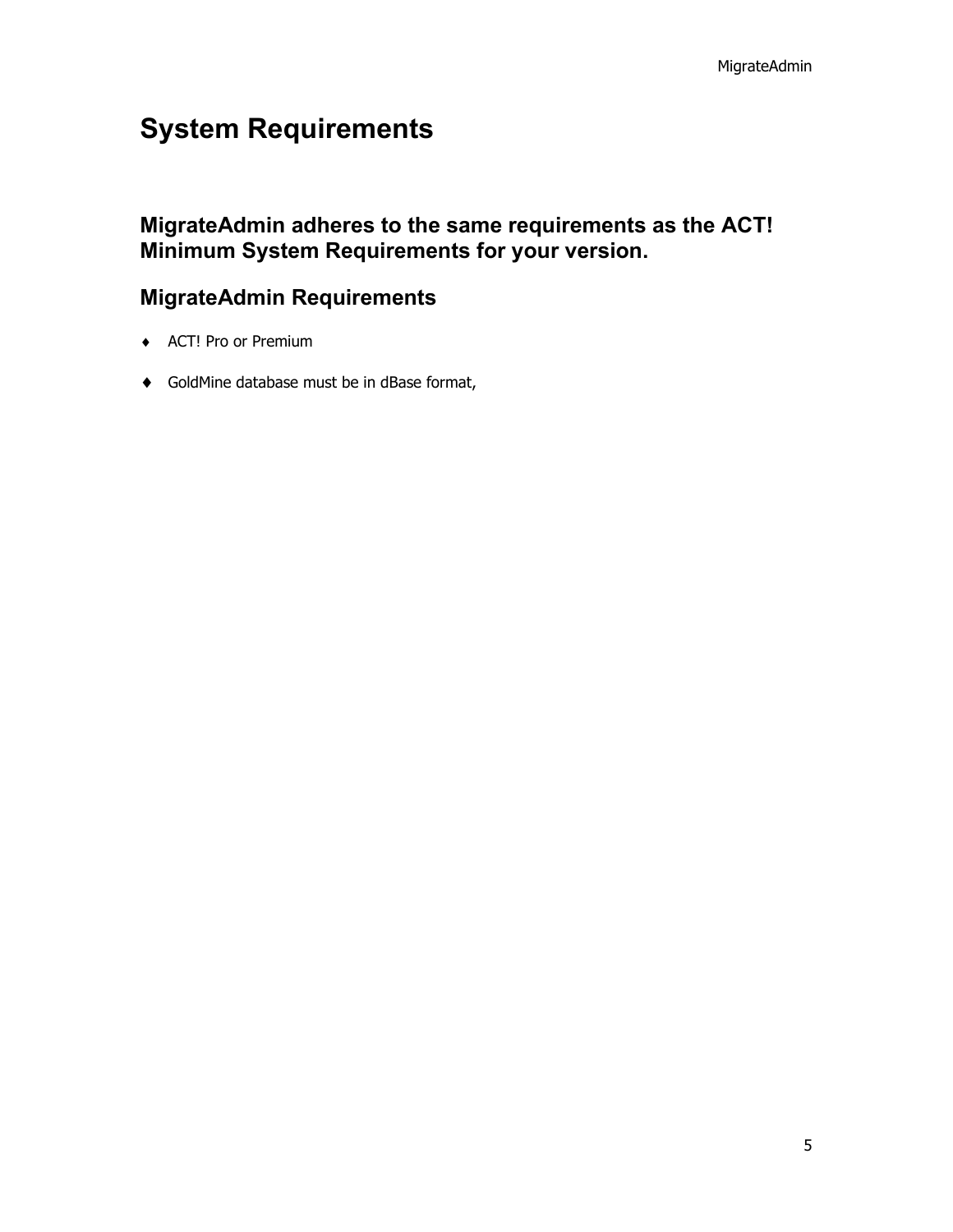# System Requirements

## MigrateAdmin adheres to the same requirements as the ACT! Minimum System Requirements for your version.

## MigrateAdmin Requirements

- ACT! Pro or Premium
- GoldMine database must be in dBase format,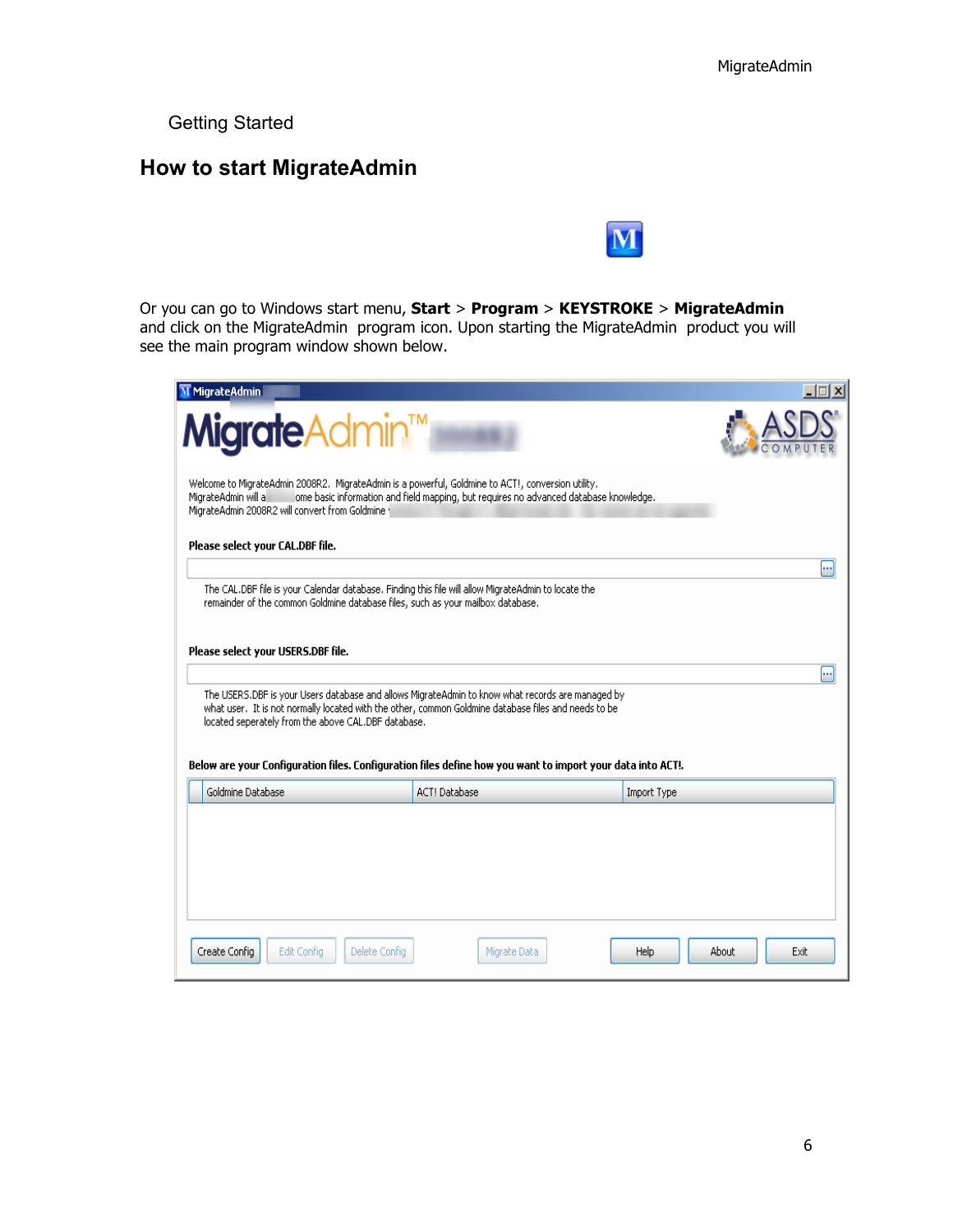Getting Started

## How to start MigrateAdmin

Or you can go to Windows start menu, **Start** > **Program** > **KEYSTROKE** > **MigrateAdmin** and click on the MigrateAdmin program icon. Upon starting the MigrateAdmin product you will see the main program window shown below.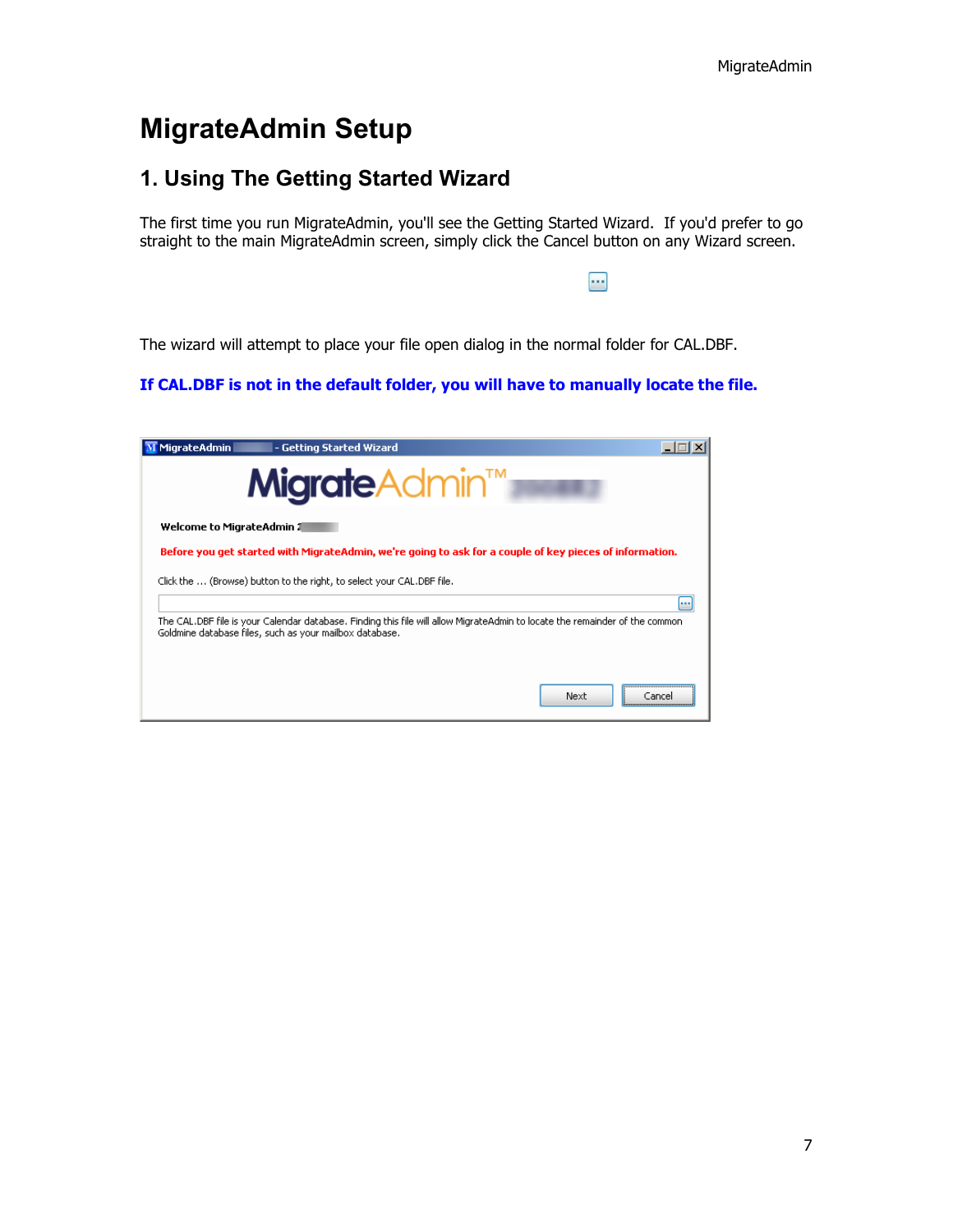# MigrateAdmin Setup

## 1. Using The Getting Started Wizard

The first time you run MigrateAdmin, you'll see the Getting Started Wizard. If you'd prefer to go straight to the main MigrateAdmin screen, simply click the Cancel button on any Wizard screen.

The wizard will attempt to place your file open dialog in the normal folder for CAL.DBF.

**If CAL.DBF is not in the default folder, you will have to manually locate the file.**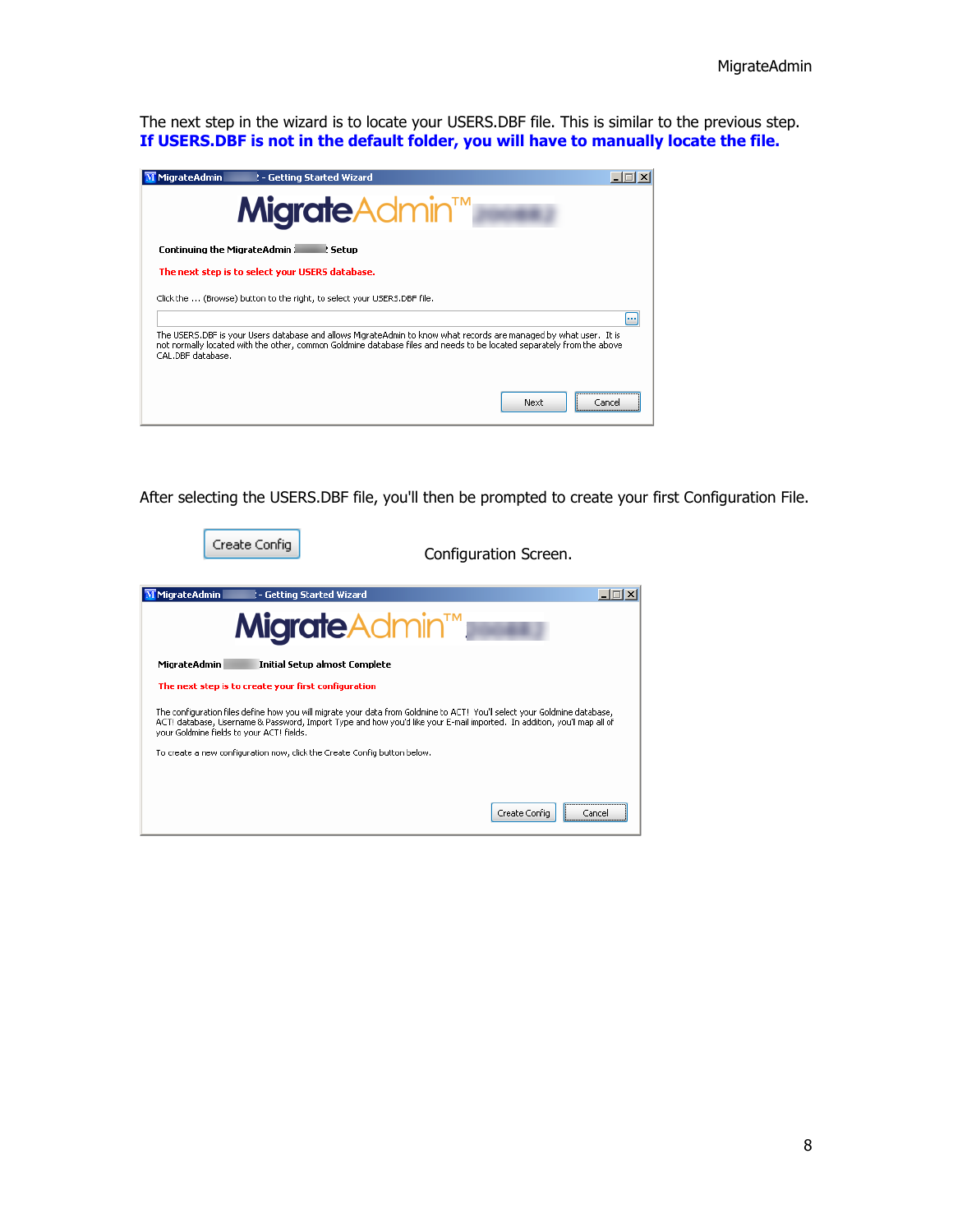The next step in the wizard is to locate your USERS.DBF file. This is similar to the previous step.
**If USERS.DBF is not in the default folder, you will have to manually locate the file.**

MigrateAdmin - Getting Started Wizard

MigrateAdmin™

**Continuing the MigrateAdmin Setup**

**The next step is to select your USERS database.**

Click the ... (Browse) button to the right, to select your USERS.DBF file.

The USERS.DBF is your Users database and allows MigrateAdmin to know what records are managed by what user. It is not normally located with the other, common Goldmine database files and needs to be located separately from the above CAL.DBF database.

Next | Cancel

After selecting the USERS.DBF file, you'll then be prompted to create your first Configuration File.

Create Config

Configuration Screen.

MigrateAdmin - Getting Started Wizard

MigrateAdmin™

**MigrateAdmin Initial Setup almost Complete**

**The next step is to create your first configuration**

The configuration files define how you will migrate your data from Goldmine to ACT! You'll select your Goldmine database, ACT! database, Username & Password, Import Type and how you'd like your E-mail imported. In addition, you'll map all of your Goldmine fields to your ACT! fields.

To create a new configuration now, click the Create Config button below.

Create Config | Cancel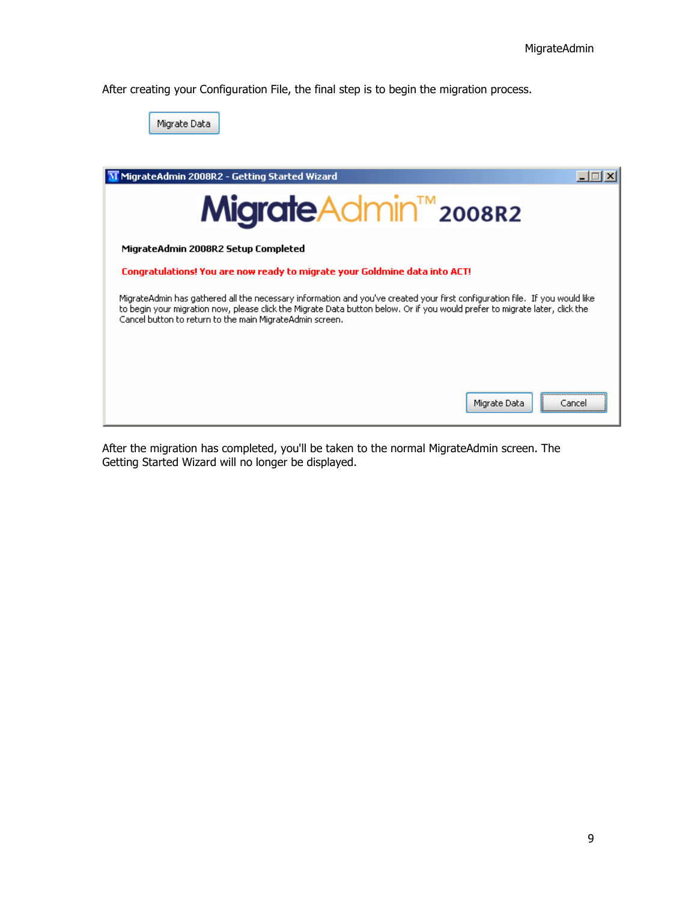After creating your Configuration File, the final step is to begin the migration process.

Migrate Data

MigrateAdmin 2008R2 - Getting Started Wizard

MigrateAdmin™ 2008R2

**MigrateAdmin 2008R2 Setup Completed**

**Congratulations! You are now ready to migrate your Goldmine data into ACT!**

MigrateAdmin has gathered all the necessary information and you've created your first configuration file. If you would like to begin your migration now, please click the Migrate Data button below. Or if you would prefer to migrate later, click the Cancel button to return to the main MigrateAdmin screen.

Migrate Data   Cancel

After the migration has completed, you'll be taken to the normal MigrateAdmin screen. The Getting Started Wizard will no longer be displayed.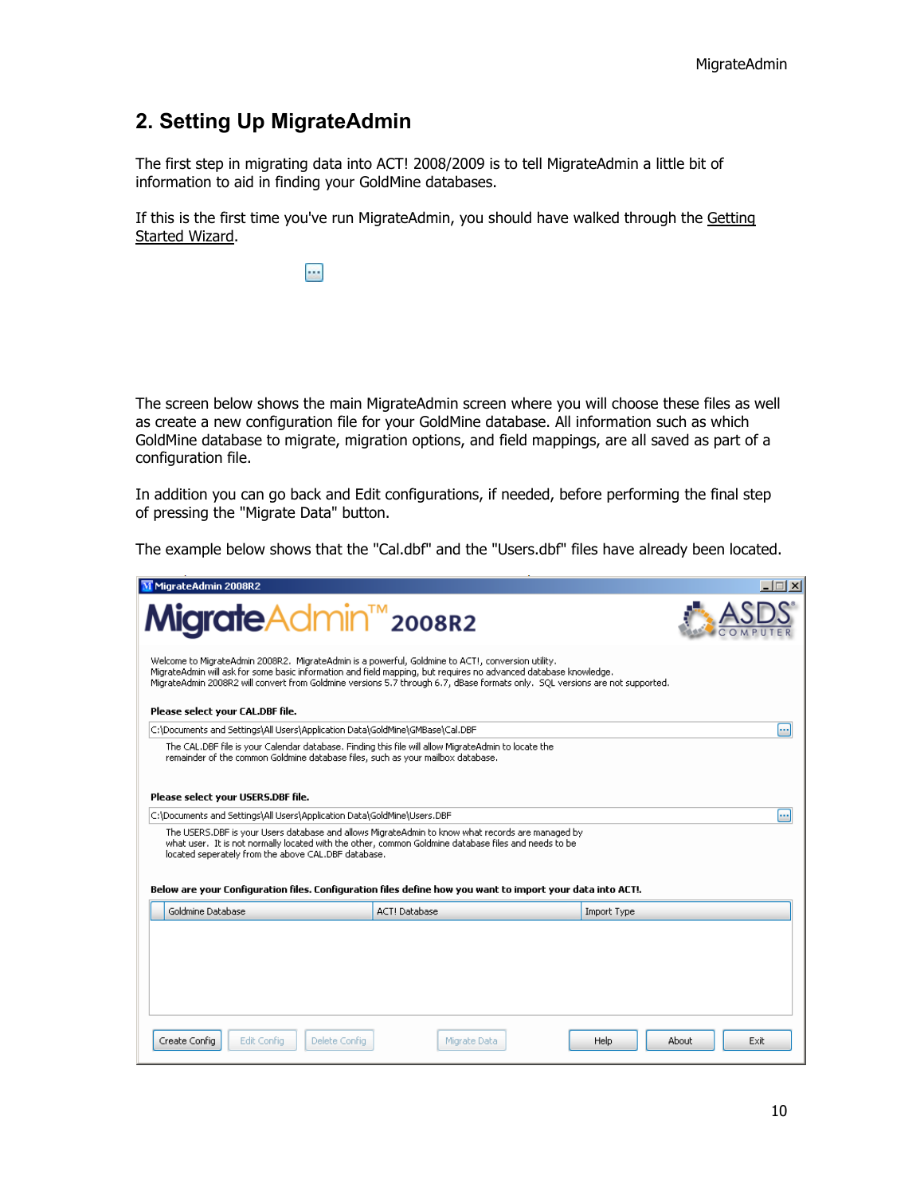## 2. Setting Up MigrateAdmin

The first step in migrating data into ACT! 2008/2009 is to tell MigrateAdmin a little bit of information to aid in finding your GoldMine databases.

If this is the first time you've run MigrateAdmin, you should have walked through the Getting Started Wizard.

The screen below shows the main MigrateAdmin screen where you will choose these files as well as create a new configuration file for your GoldMine database. All information such as which GoldMine database to migrate, migration options, and field mappings, are all saved as part of a configuration file.

In addition you can go back and Edit configurations, if needed, before performing the final step of pressing the "Migrate Data" button.

The example below shows that the "Cal.dbf" and the "Users.dbf" files have already been located.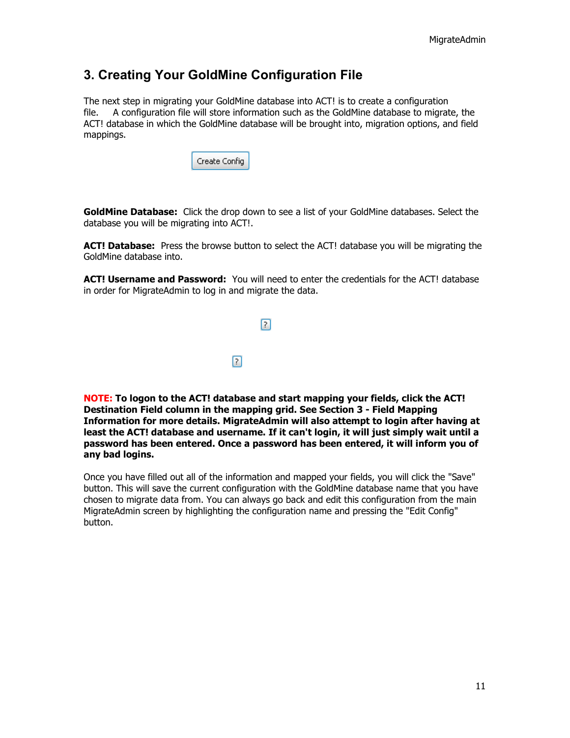## 3. Creating Your GoldMine Configuration File

The next step in migrating your GoldMine database into ACT! is to create a configuration file. A configuration file will store information such as the GoldMine database to migrate, the ACT! database in which the GoldMine database will be brought into, migration options, and field mappings.

Create Config

**GoldMine Database:** Click the drop down to see a list of your GoldMine databases. Select the database you will be migrating into ACT!.

**ACT! Database:** Press the browse button to select the ACT! database you will be migrating the GoldMine database into.

**ACT! Username and Password:** You will need to enter the credentials for the ACT! database in order for MigrateAdmin to log in and migrate the data.

**NOTE: To logon to the ACT! database and start mapping your fields, click the ACT! Destination Field column in the mapping grid. See Section 3 - Field Mapping Information for more details. MigrateAdmin will also attempt to login after having at least the ACT! database and username. If it can't login, it will just simply wait until a password has been entered. Once a password has been entered, it will inform you of any bad logins.**

Once you have filled out all of the information and mapped your fields, you will click the "Save" button. This will save the current configuration with the GoldMine database name that you have chosen to migrate data from. You can always go back and edit this configuration from the main MigrateAdmin screen by highlighting the configuration name and pressing the "Edit Config" button.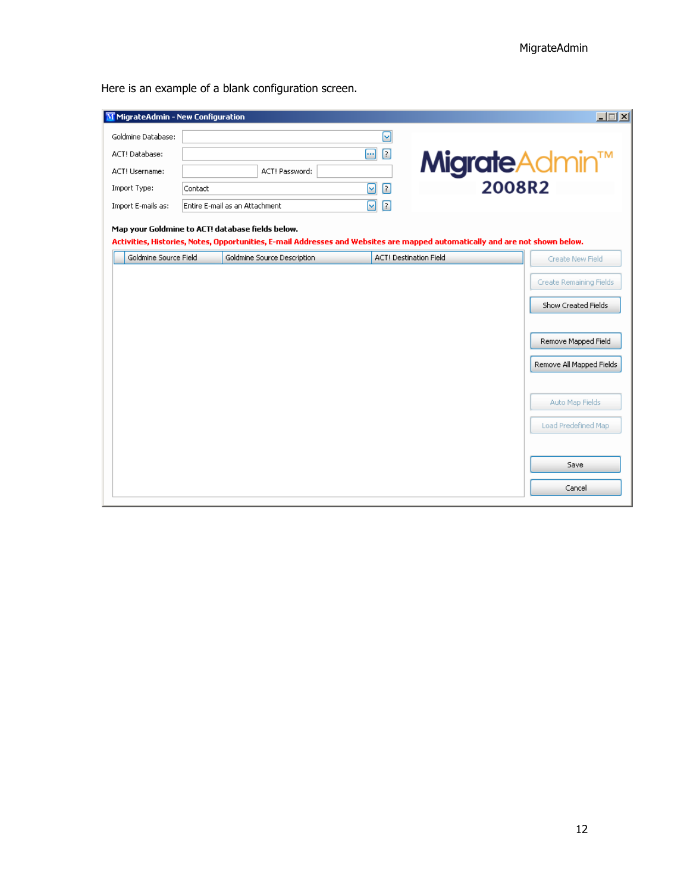Here is an example of a blank configuration screen.

MigrateAdmin - New Configuration

Goldmine Database:

ACT! Database:

ACT! Username: ACT! Password:

Import Type: Contact

Import E-mails as: Entire E-mail as an Attachment

MigrateAdmin™ 2008R2

**Map your Goldmine to ACT! database fields below.**

**Activities, Histories, Notes, Opportunities, E-mail Addresses and Websites are mapped automatically and are not shown below.**

| Goldmine Source Field | Goldmine Source Description | ACT! Destination Field |
|---|---|---|

Create New Field

Create Remaining Fields

Show Created Fields

Remove Mapped Field

Remove All Mapped Fields

Auto Map Fields

Load Predefined Map

Save

Cancel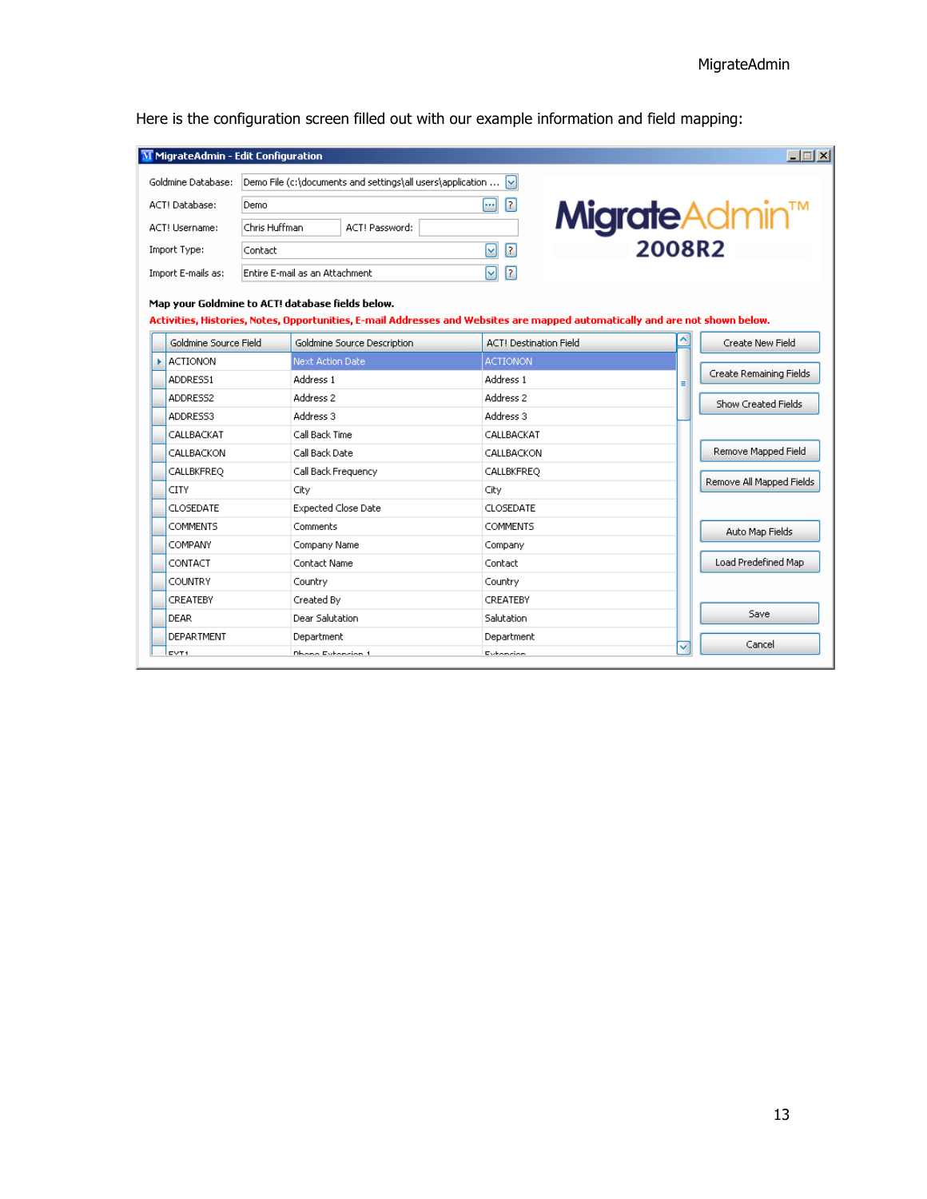Here is the configuration screen filled out with our example information and field mapping:

MigrateAdmin - Edit Configuration

Goldmine Database: Demo File (c:\documents and settings\all users\application ...

ACT! Database: Demo

ACT! Username: Chris Huffman ACT! Password:

Import Type: Contact

Import E-mails as: Entire E-mail as an Attachment

MigrateAdmin™ 2008R2

**Map your Goldmine to ACT! database fields below.**

**Activities, Histories, Notes, Opportunities, E-mail Addresses and Websites are mapped automatically and are not shown below.**

| Goldmine Source Field | Goldmine Source Description | ACT! Destination Field |
|---|---|---|
| ACTIONON | Next Action Date | ACTIONON |
| ADDRESS1 | Address 1 | Address 1 |
| ADDRESS2 | Address 2 | Address 2 |
| ADDRESS3 | Address 3 | Address 3 |
| CALLBACKAT | Call Back Time | CALLBACKAT |
| CALLBACKON | Call Back Date | CALLBACKON |
| CALLBKFREQ | Call Back Frequency | CALLBKFREQ |
| CITY | City | City |
| CLOSEDATE | Expected Close Date | CLOSEDATE |
| COMMENTS | Comments | COMMENTS |
| COMPANY | Company Name | Company |
| CONTACT | Contact Name | Contact |
| COUNTRY | Country | Country |
| CREATEBY | Created By | CREATEBY |
| DEAR | Dear Salutation | Salutation |
| DEPARTMENT | Department | Department |
| EXT1 | Phone Extension 1 | Extension |

Create New Field | Create Remaining Fields | Show Created Fields | Remove Mapped Field | Remove All Mapped Fields | Auto Map Fields | Load Predefined Map | Save | Cancel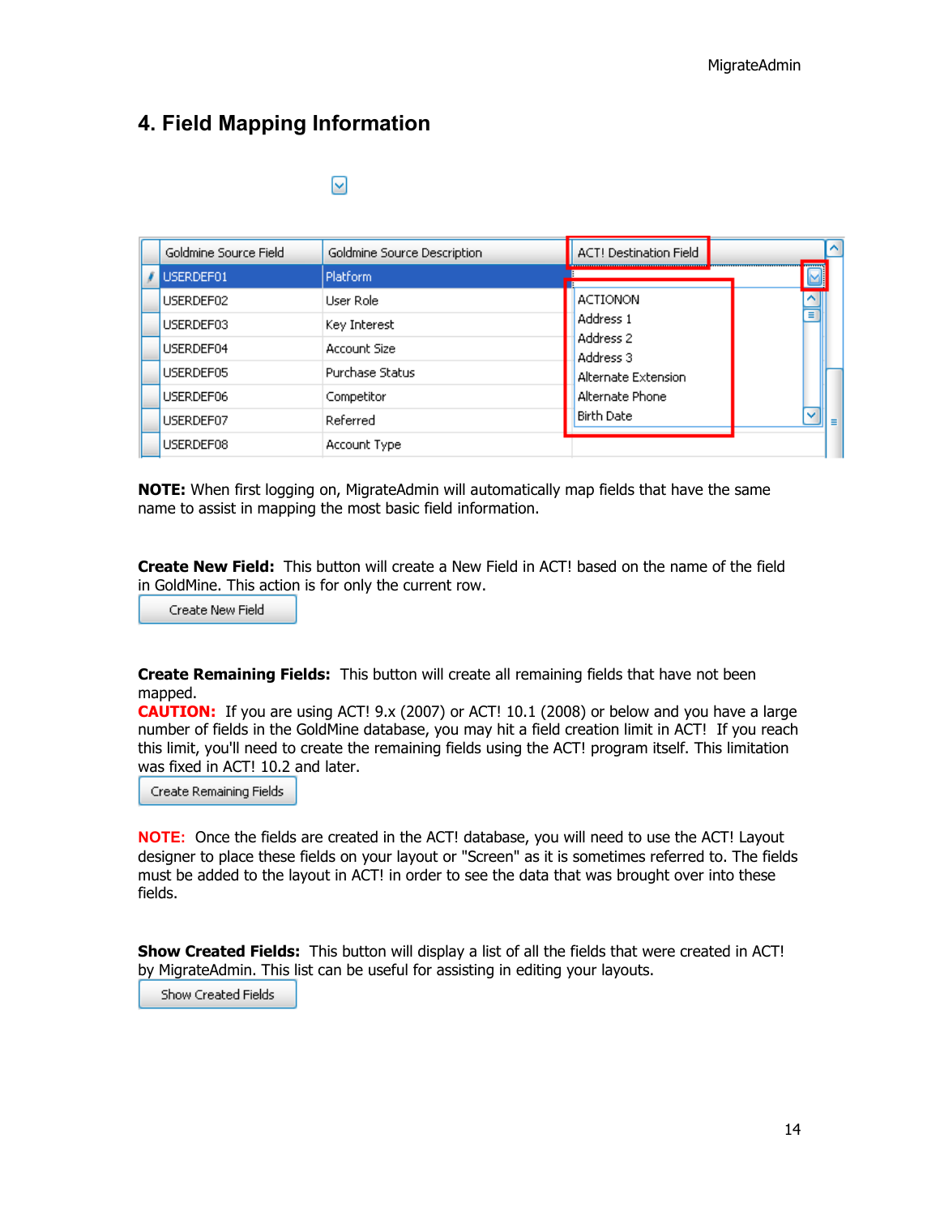## 4. Field Mapping Information

| Goldmine Source Field | Goldmine Source Description | ACT! Destination Field |
|---|---|---|
| USERDEF01 | Platform | |
| USERDEF02 | User Role | |
| USERDEF03 | Key Interest | |
| USERDEF04 | Account Size | |
| USERDEF05 | Purchase Status | |
| USERDEF06 | Competitor | |
| USERDEF07 | Referred | |
| USERDEF08 | Account Type | |

ACTIONON
Address 1
Address 2
Address 3
Alternate Extension
Alternate Phone
Birth Date

**NOTE:** When first logging on, MigrateAdmin will automatically map fields that have the same name to assist in mapping the most basic field information.

**Create New Field:** This button will create a New Field in ACT! based on the name of the field in GoldMine. This action is for only the current row.

Create New Field

**Create Remaining Fields:** This button will create all remaining fields that have not been mapped.
**CAUTION:** If you are using ACT! 9.x (2007) or ACT! 10.1 (2008) or below and you have a large number of fields in the GoldMine database, you may hit a field creation limit in ACT! If you reach this limit, you'll need to create the remaining fields using the ACT! program itself. This limitation was fixed in ACT! 10.2 and later.

Create Remaining Fields

**NOTE:** Once the fields are created in the ACT! database, you will need to use the ACT! Layout designer to place these fields on your layout or "Screen" as it is sometimes referred to. The fields must be added to the layout in ACT! in order to see the data that was brought over into these fields.

**Show Created Fields:** This button will display a list of all the fields that were created in ACT! by MigrateAdmin. This list can be useful for assisting in editing your layouts.

Show Created Fields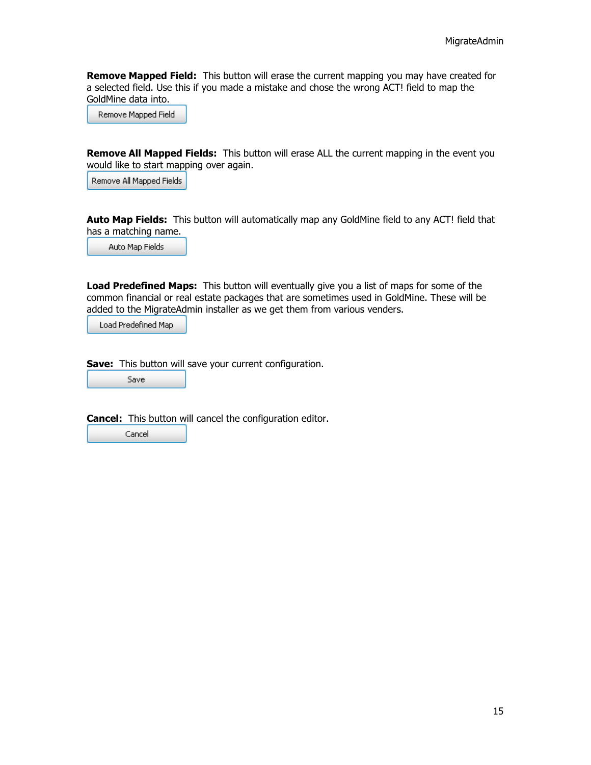**Remove Mapped Field:** This button will erase the current mapping you may have created for a selected field. Use this if you made a mistake and chose the wrong ACT! field to map the GoldMine data into.

Remove Mapped Field

**Remove All Mapped Fields:** This button will erase ALL the current mapping in the event you would like to start mapping over again.

Remove All Mapped Fields

**Auto Map Fields:** This button will automatically map any GoldMine field to any ACT! field that has a matching name.

Auto Map Fields

**Load Predefined Maps:** This button will eventually give you a list of maps for some of the common financial or real estate packages that are sometimes used in GoldMine. These will be added to the MigrateAdmin installer as we get them from various venders.

Load Predefined Map

**Save:** This button will save your current configuration.

Save

**Cancel:** This button will cancel the configuration editor.

Cancel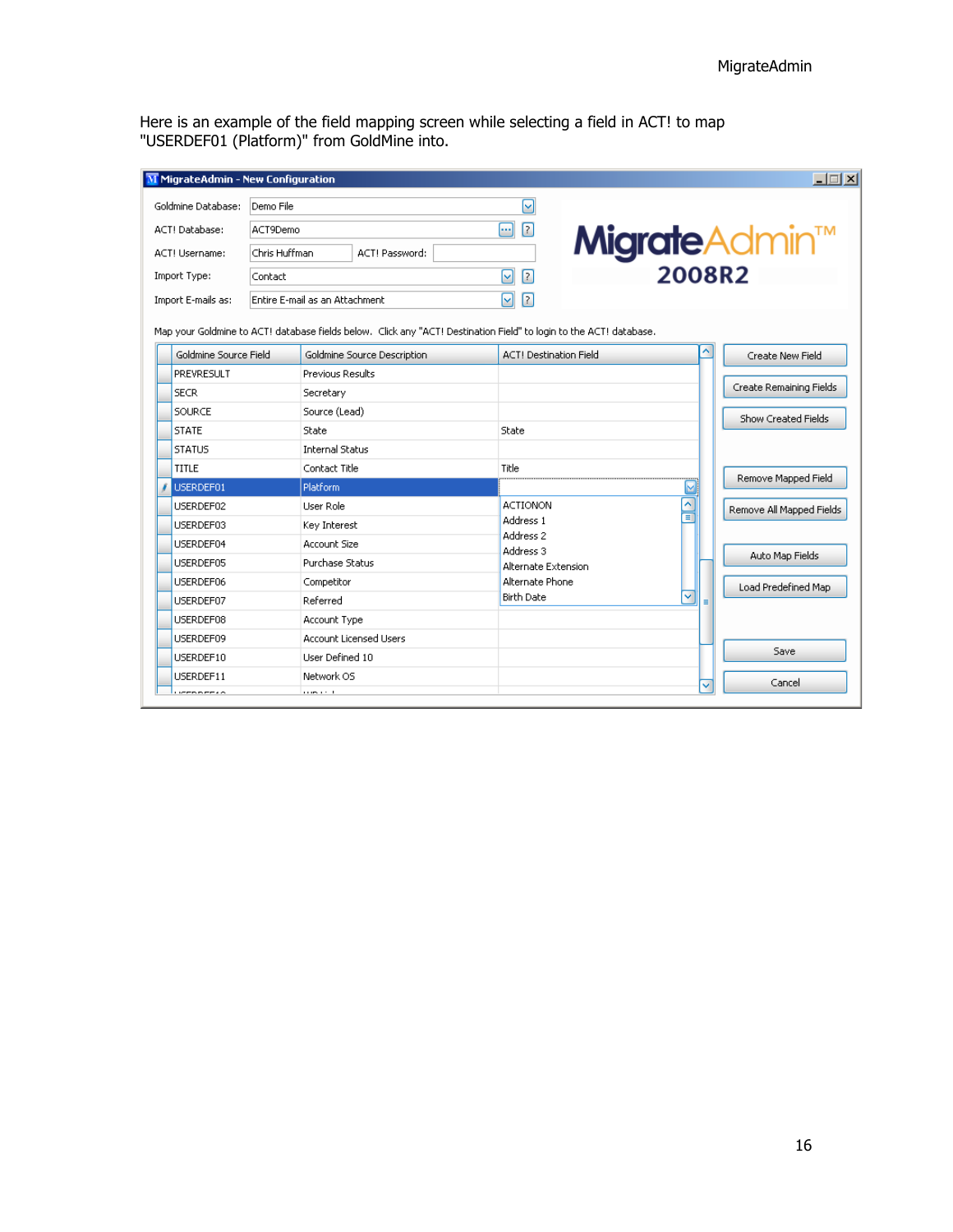Here is an example of the field mapping screen while selecting a field in ACT! to map "USERDEF01 (Platform)" from GoldMine into.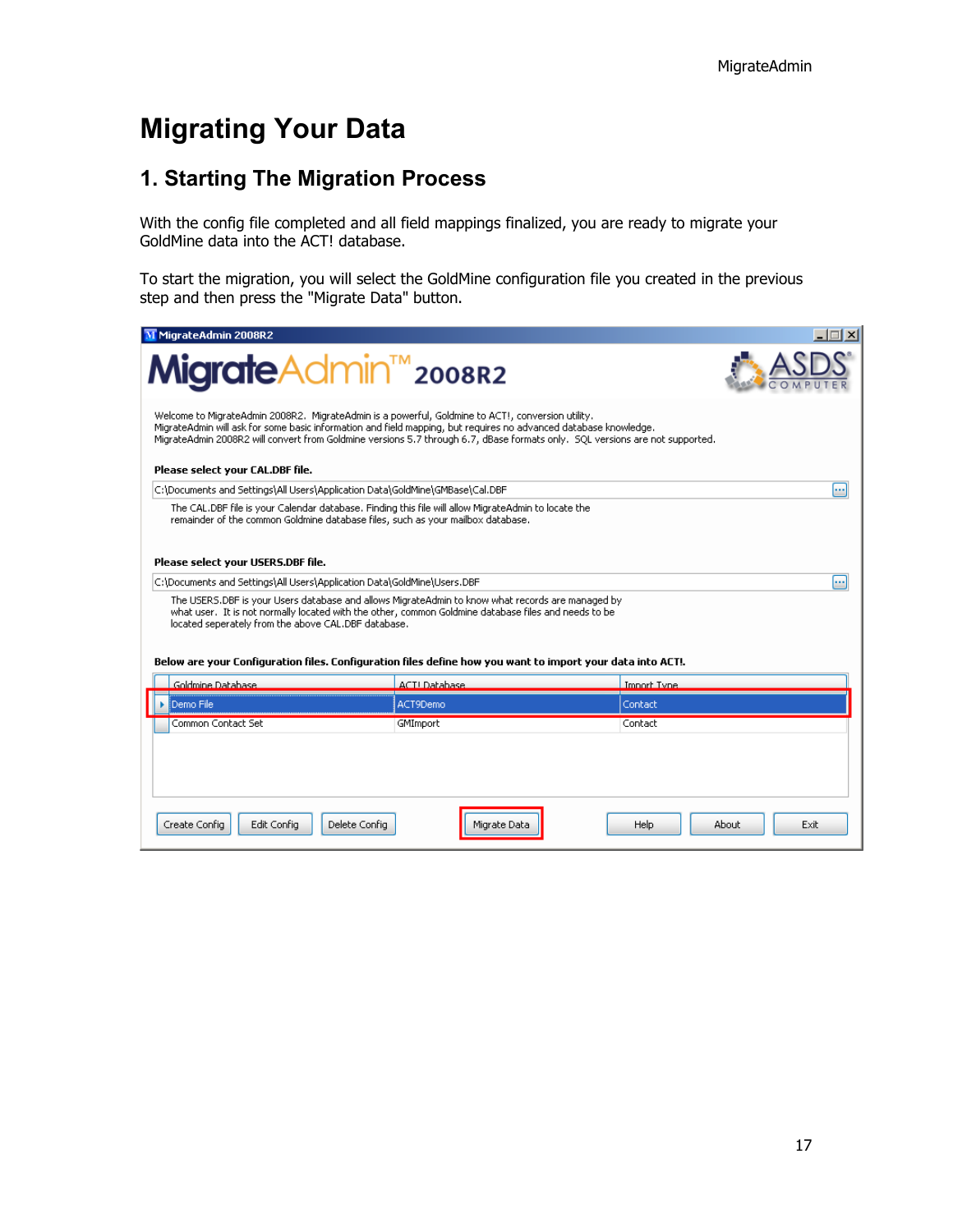# Migrating Your Data

## 1. Starting The Migration Process

With the config file completed and all field mappings finalized, you are ready to migrate your GoldMine data into the ACT! database.

To start the migration, you will select the GoldMine configuration file you created in the previous step and then press the "Migrate Data" button.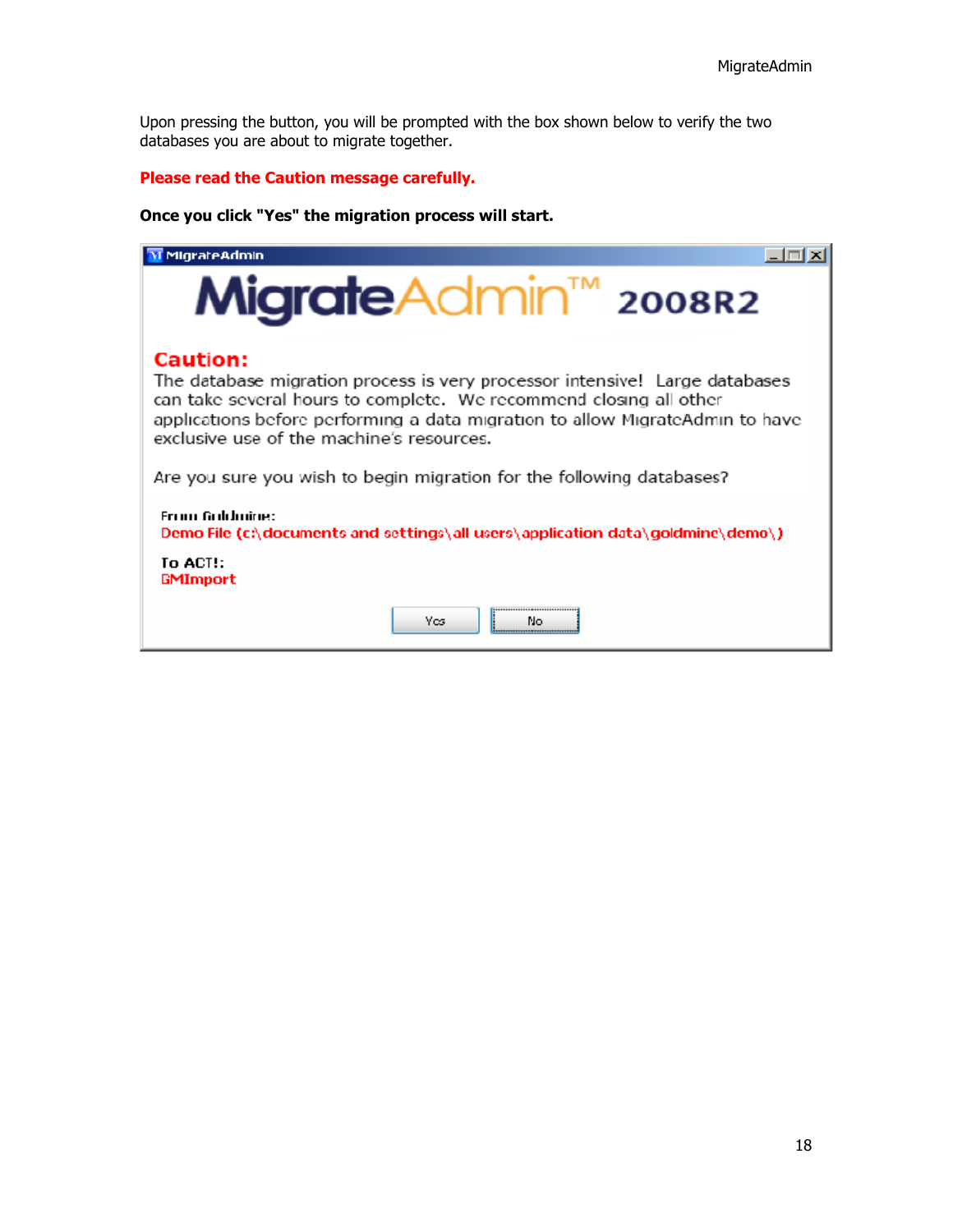Upon pressing the button, you will be prompted with the box shown below to verify the two databases you are about to migrate together.

**Please read the Caution message carefully.**

**Once you click "Yes" the migration process will start.**

MigrateAdmin

MigrateAdmin™ 2008R2

**Caution:**

The database migration process is very processor intensive! Large databases can take several hours to complete. We recommend closing all other applications before performing a data migration to allow MigrateAdmin to have exclusive use of the machine's resources.

Are you sure you wish to begin migration for the following databases?

From Goldmine:
Demo File (c:\documents and settings\all users\application data\goldmine\demo\)

To ACT!:
GMImport

Yes    No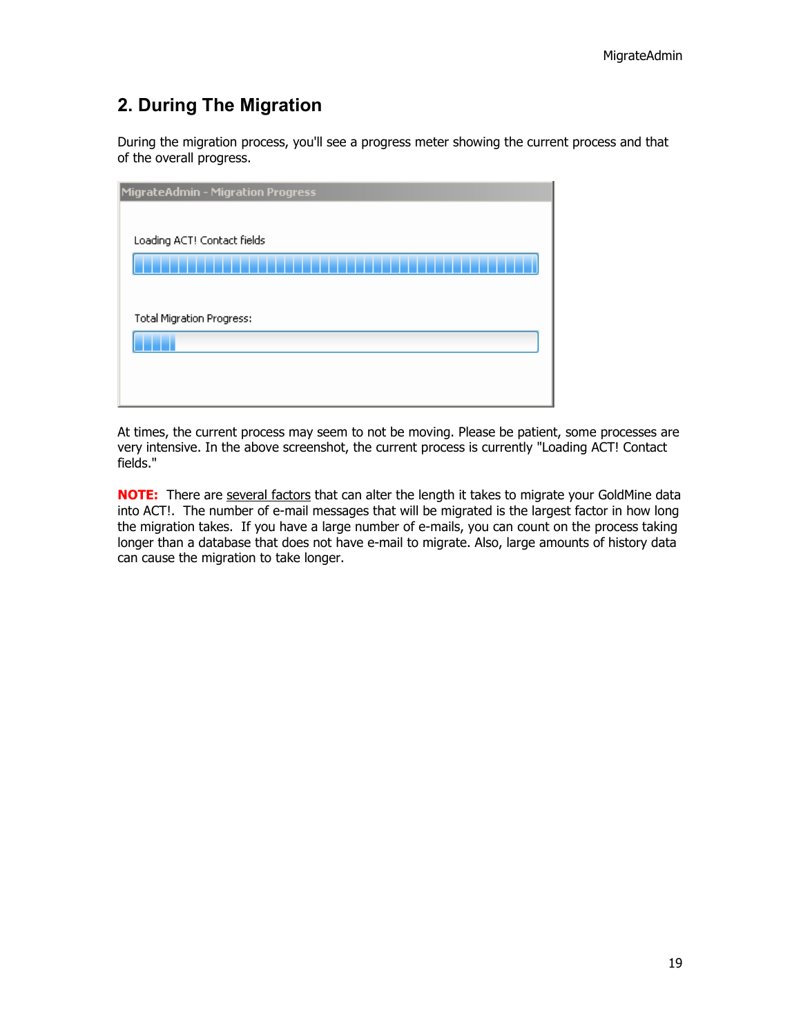## 2. During The Migration

During the migration process, you'll see a progress meter showing the current process and that of the overall progress.

At times, the current process may seem to not be moving. Please be patient, some processes are very intensive. In the above screenshot, the current process is currently "Loading ACT! Contact fields."

**NOTE:** There are several factors that can alter the length it takes to migrate your GoldMine data into ACT!. The number of e-mail messages that will be migrated is the largest factor in how long the migration takes. If you have a large number of e-mails, you can count on the process taking longer than a database that does not have e-mail to migrate. Also, large amounts of history data can cause the migration to take longer.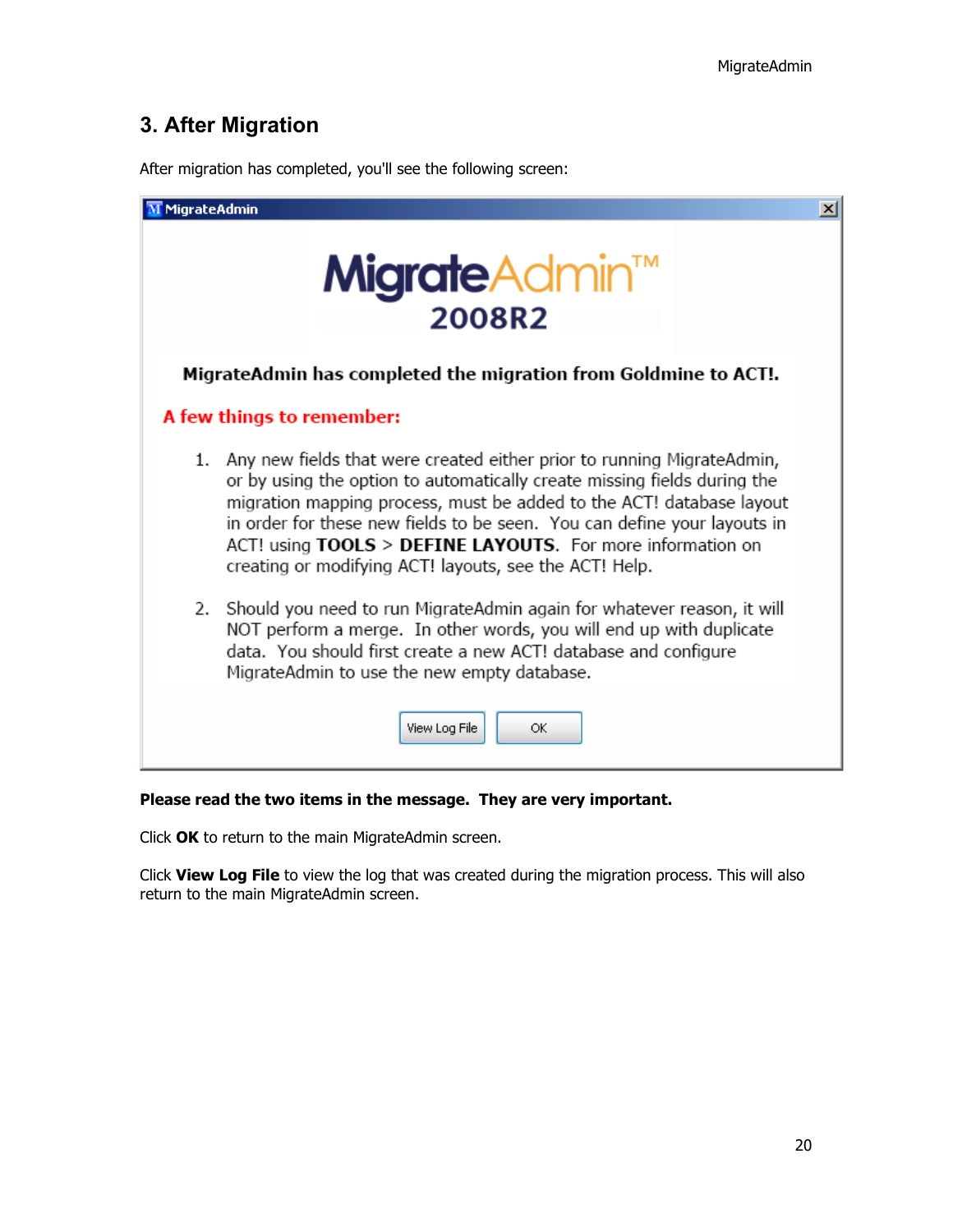## 3. After Migration

After migration has completed, you'll see the following screen:

MigrateAdmin

MigrateAdmin™
2008R2

**MigrateAdmin has completed the migration from Goldmine to ACT!.**

**A few things to remember:**

1. Any new fields that were created either prior to running MigrateAdmin, or by using the option to automatically create missing fields during the migration mapping process, must be added to the ACT! database layout in order for these new fields to be seen. You can define your layouts in ACT! using **TOOLS** > **DEFINE LAYOUTS**. For more information on creating or modifying ACT! layouts, see the ACT! Help.

2. Should you need to run MigrateAdmin again for whatever reason, it will NOT perform a merge. In other words, you will end up with duplicate data. You should first create a new ACT! database and configure MigrateAdmin to use the new empty database.

[View Log File] [OK]

**Please read the two items in the message. They are very important.**

Click **OK** to return to the main MigrateAdmin screen.

Click **View Log File** to view the log that was created during the migration process. This will also return to the main MigrateAdmin screen.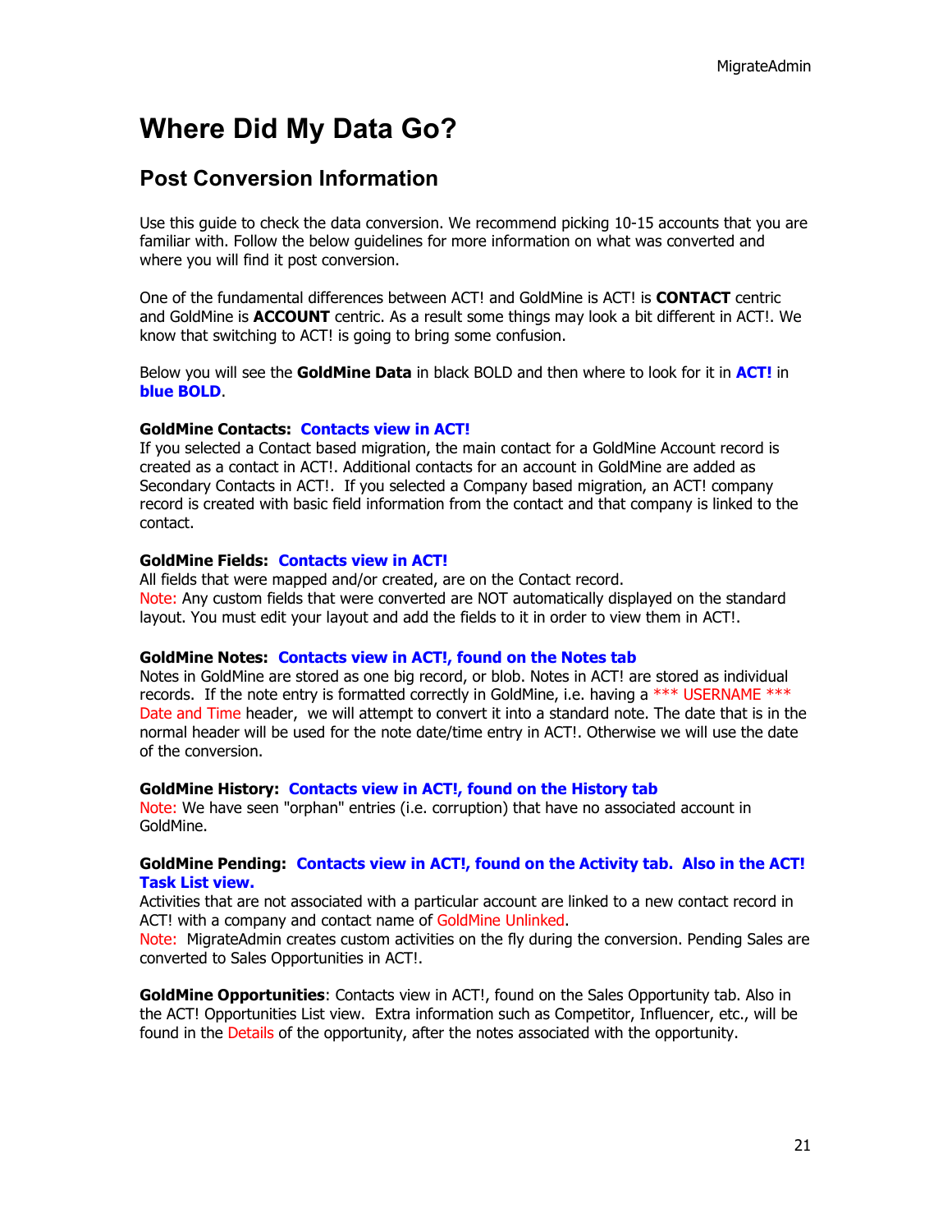# Where Did My Data Go?

## Post Conversion Information

Use this guide to check the data conversion. We recommend picking 10-15 accounts that you are familiar with. Follow the below guidelines for more information on what was converted and where you will find it post conversion.

One of the fundamental differences between ACT! and GoldMine is ACT! is **CONTACT** centric and GoldMine is **ACCOUNT** centric. As a result some things may look a bit different in ACT!. We know that switching to ACT! is going to bring some confusion.

Below you will see the **GoldMine Data** in black BOLD and then where to look for it in **ACT!** in **blue BOLD**.

**GoldMine Contacts:** **Contacts view in ACT!**
If you selected a Contact based migration, the main contact for a GoldMine Account record is created as a contact in ACT!. Additional contacts for an account in GoldMine are added as Secondary Contacts in ACT!. If you selected a Company based migration, an ACT! company record is created with basic field information from the contact and that company is linked to the contact.

**GoldMine Fields:** **Contacts view in ACT!**
All fields that were mapped and/or created, are on the Contact record.
Note: Any custom fields that were converted are NOT automatically displayed on the standard layout. You must edit your layout and add the fields to it in order to view them in ACT!.

**GoldMine Notes:** **Contacts view in ACT!, found on the Notes tab**
Notes in GoldMine are stored as one big record, or blob. Notes in ACT! are stored as individual records. If the note entry is formatted correctly in GoldMine, i.e. having a *** USERNAME *** Date and Time header, we will attempt to convert it into a standard note. The date that is in the normal header will be used for the note date/time entry in ACT!. Otherwise we will use the date of the conversion.

**GoldMine History:** **Contacts view in ACT!, found on the History tab**
Note: We have seen "orphan" entries (i.e. corruption) that have no associated account in GoldMine.

**GoldMine Pending:** **Contacts view in ACT!, found on the Activity tab. Also in the ACT! Task List view.**
Activities that are not associated with a particular account are linked to a new contact record in ACT! with a company and contact name of GoldMine Unlinked.
Note: MigrateAdmin creates custom activities on the fly during the conversion. Pending Sales are converted to Sales Opportunities in ACT!.

**GoldMine Opportunities**: Contacts view in ACT!, found on the Sales Opportunity tab. Also in the ACT! Opportunities List view. Extra information such as Competitor, Influencer, etc., will be found in the Details of the opportunity, after the notes associated with the opportunity.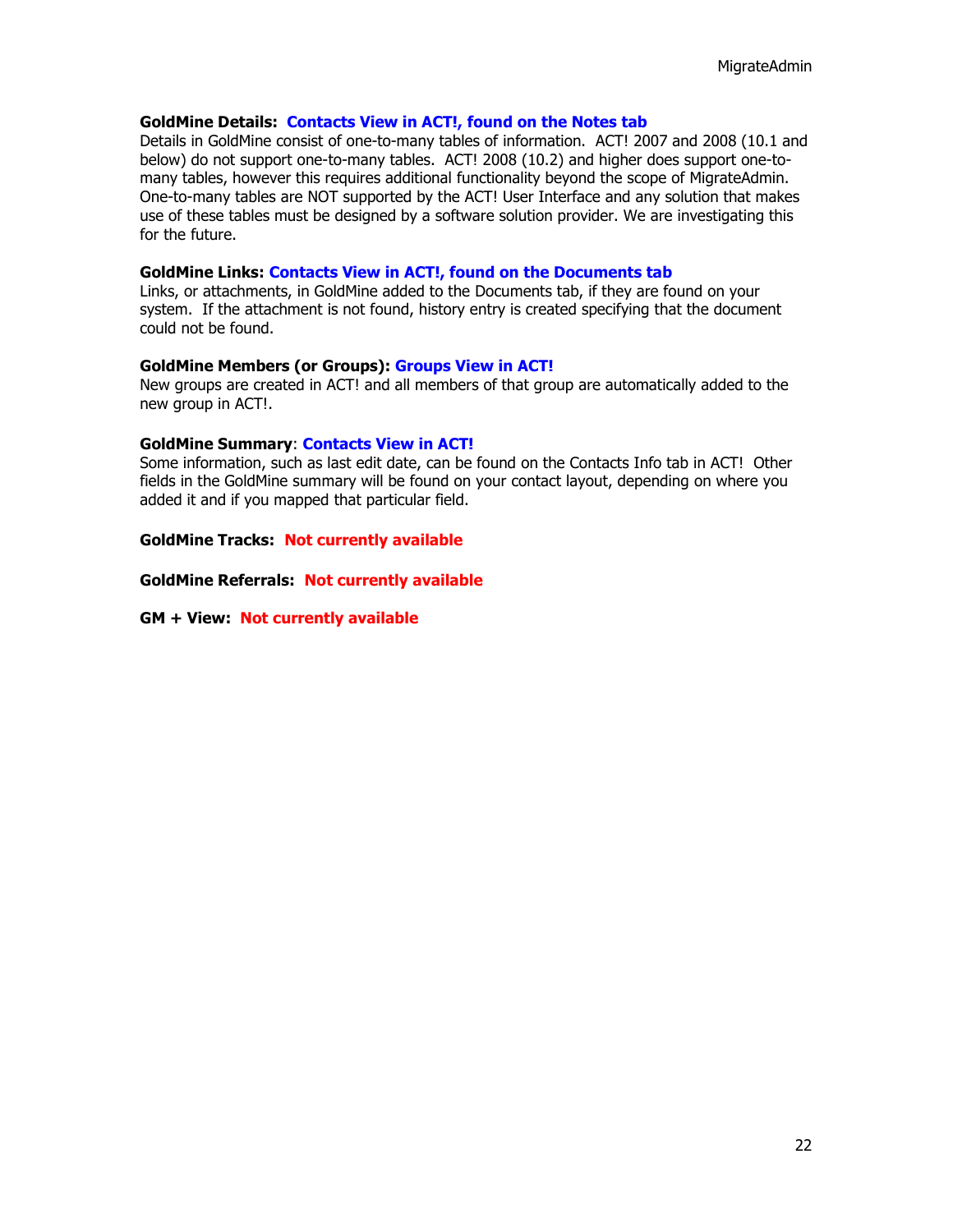**GoldMine Details: Contacts View in ACT!, found on the Notes tab**
Details in GoldMine consist of one-to-many tables of information. ACT! 2007 and 2008 (10.1 and below) do not support one-to-many tables. ACT! 2008 (10.2) and higher does support one-to-many tables, however this requires additional functionality beyond the scope of MigrateAdmin. One-to-many tables are NOT supported by the ACT! User Interface and any solution that makes use of these tables must be designed by a software solution provider. We are investigating this for the future.

**GoldMine Links: Contacts View in ACT!, found on the Documents tab**
Links, or attachments, in GoldMine added to the Documents tab, if they are found on your system. If the attachment is not found, history entry is created specifying that the document could not be found.

**GoldMine Members (or Groups): Groups View in ACT!**
New groups are created in ACT! and all members of that group are automatically added to the new group in ACT!.

**GoldMine Summary: Contacts View in ACT!**
Some information, such as last edit date, can be found on the Contacts Info tab in ACT! Other fields in the GoldMine summary will be found on your contact layout, depending on where you added it and if you mapped that particular field.

**GoldMine Tracks: Not currently available**

**GoldMine Referrals: Not currently available**

**GM + View: Not currently available**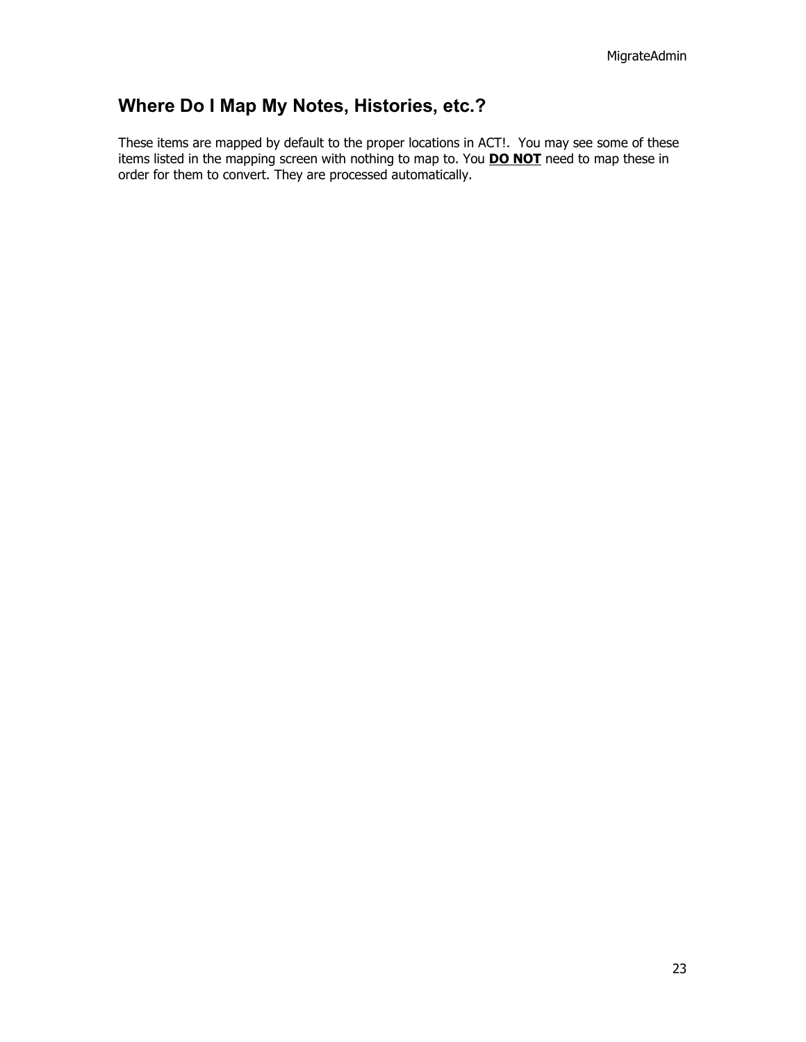## Where Do I Map My Notes, Histories, etc.?

These items are mapped by default to the proper locations in ACT!. You may see some of these items listed in the mapping screen with nothing to map to. You **<u>DO NOT</u>** need to map these in order for them to convert. They are processed automatically.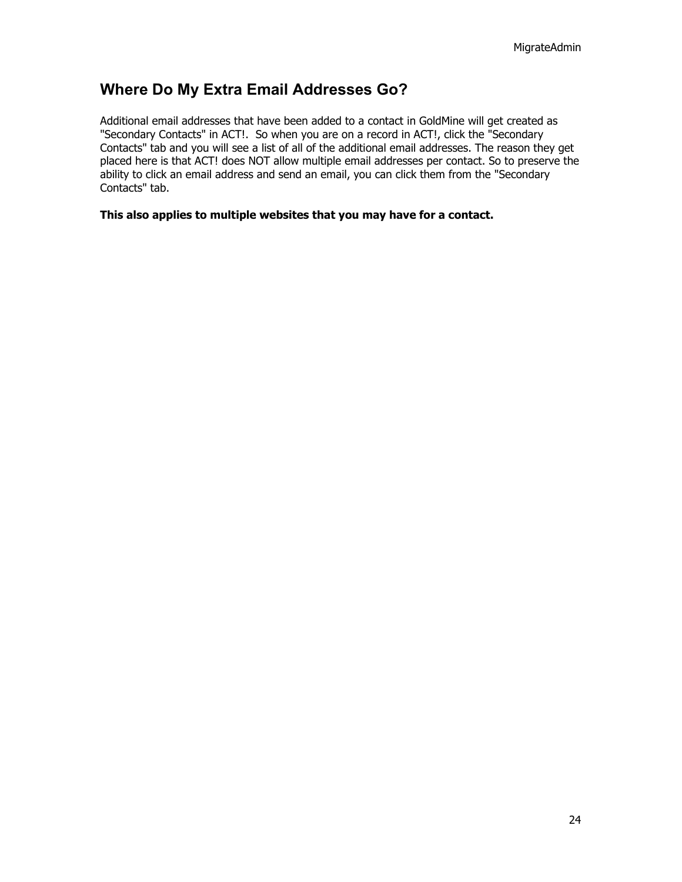## Where Do My Extra Email Addresses Go?

Additional email addresses that have been added to a contact in GoldMine will get created as "Secondary Contacts" in ACT!. So when you are on a record in ACT!, click the "Secondary Contacts" tab and you will see a list of all of the additional email addresses. The reason they get placed here is that ACT! does NOT allow multiple email addresses per contact. So to preserve the ability to click an email address and send an email, you can click them from the "Secondary Contacts" tab.

**This also applies to multiple websites that you may have for a contact.**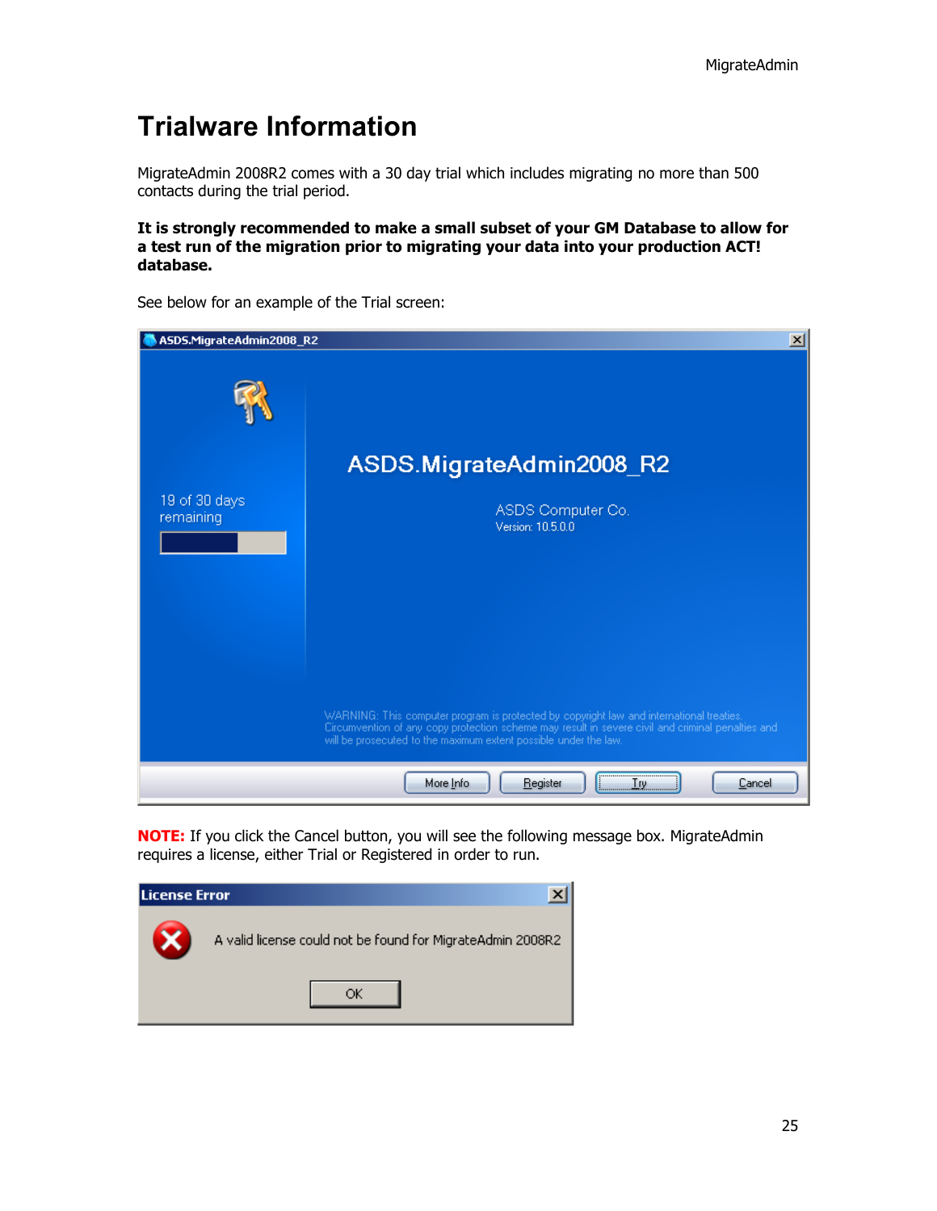# Trialware Information

MigrateAdmin 2008R2 comes with a 30 day trial which includes migrating no more than 500 contacts during the trial period.

**It is strongly recommended to make a small subset of your GM Database to allow for a test run of the migration prior to migrating your data into your production ACT! database.**

See below for an example of the Trial screen:

**NOTE:** If you click the Cancel button, you will see the following message box. MigrateAdmin requires a license, either Trial or Registered in order to run.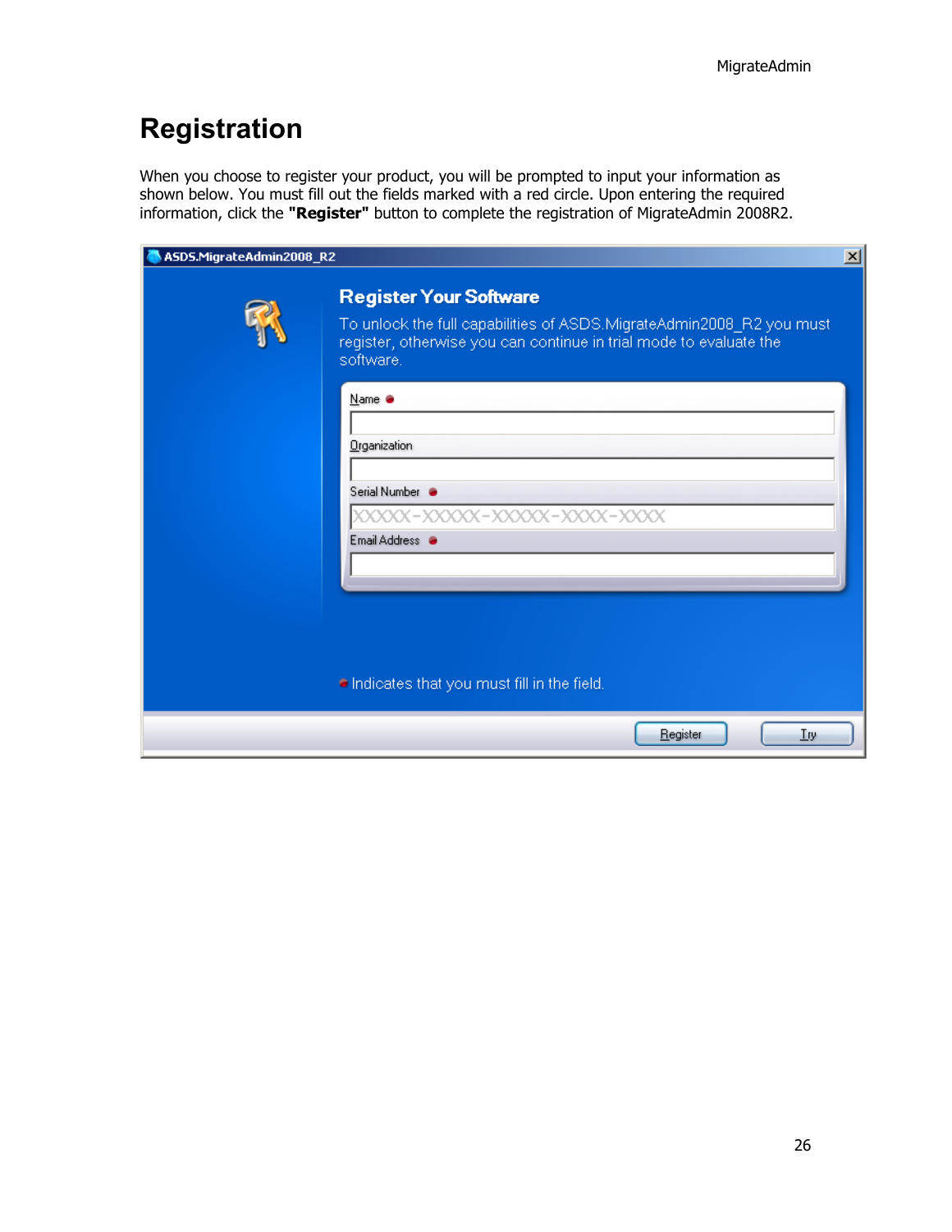# Registration

When you choose to register your product, you will be prompted to input your information as shown below. You must fill out the fields marked with a red circle. Upon entering the required information, click the **"Register"** button to complete the registration of MigrateAdmin 2008R2.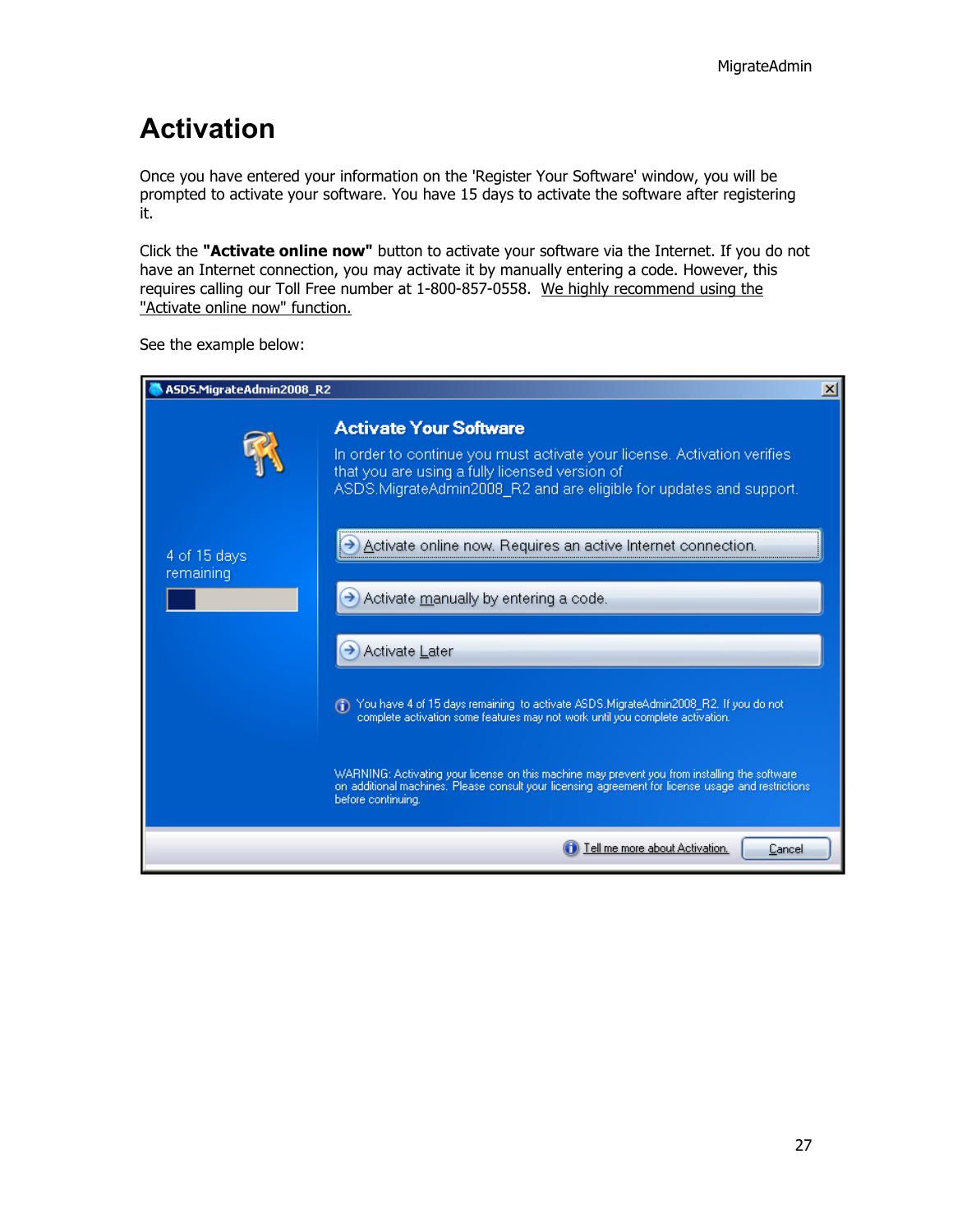# Activation

Once you have entered your information on the 'Register Your Software' window, you will be prompted to activate your software. You have 15 days to activate the software after registering it.

Click the **"Activate online now"** button to activate your software via the Internet. If you do not have an Internet connection, you may activate it by manually entering a code. However, this requires calling our Toll Free number at 1-800-857-0558. We highly recommend using the "Activate online now" function.

See the example below:

ASDS.MigrateAdmin2008_R2

**Activate Your Software**

In order to continue you must activate your license. Activation verifies that you are using a fully licensed version of ASDS.MigrateAdmin2008_R2 and are eligible for updates and support.

4 of 15 days remaining

- Activate online now. Requires an active Internet connection.
- Activate manually by entering a code.
- Activate Later

You have 4 of 15 days remaining to activate ASDS.MigrateAdmin2008_R2. If you do not complete activation some features may not work until you complete activation.

WARNING: Activating your license on this machine may prevent you from installing the software on additional machines. Please consult your licensing agreement for license usage and restrictions before continuing.

Tell me more about Activation. | Cancel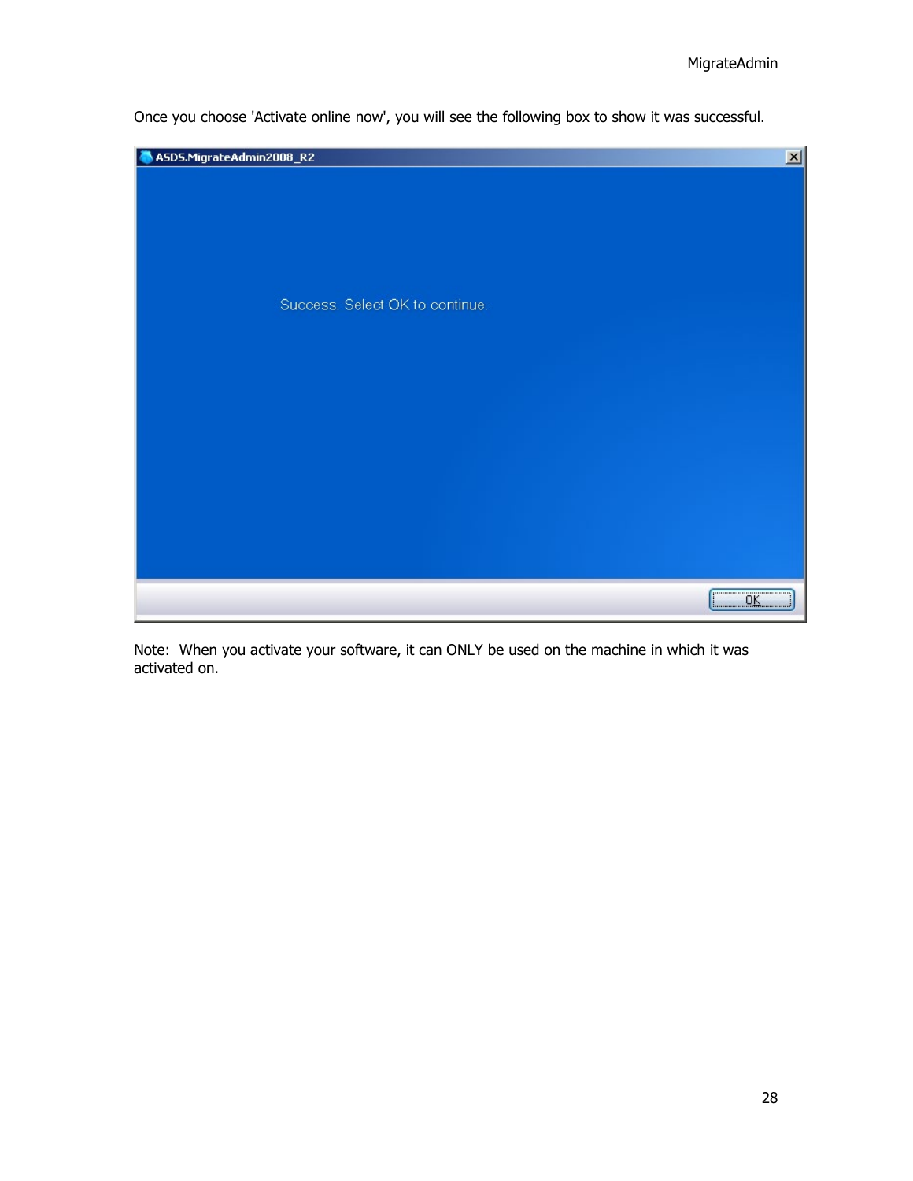Once you choose 'Activate online now', you will see the following box to show it was successful.

Note: When you activate your software, it can ONLY be used on the machine in which it was activated on.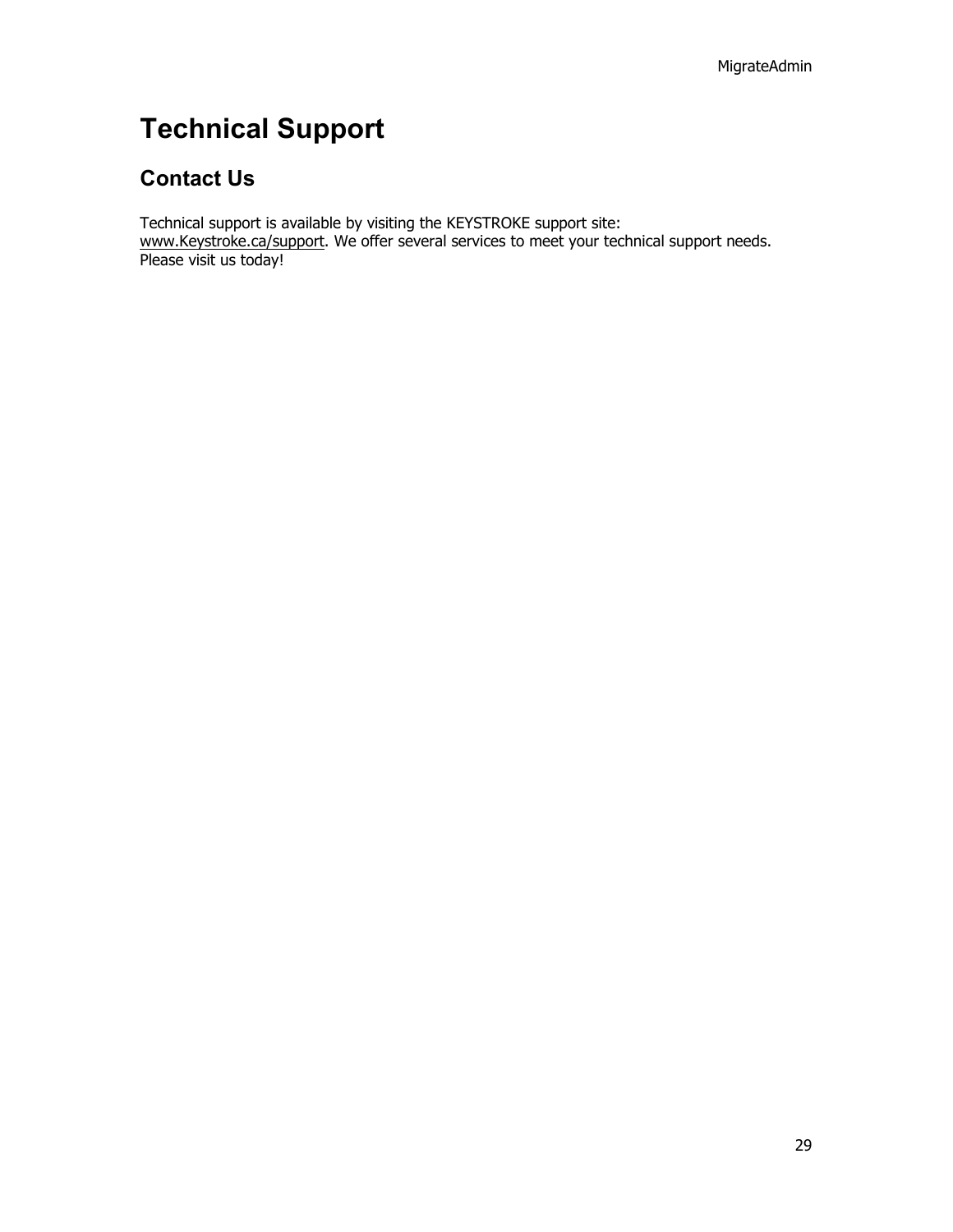# Technical Support

## Contact Us

Technical support is available by visiting the KEYSTROKE support site: www.Keystroke.ca/support. We offer several services to meet your technical support needs. Please visit us today!